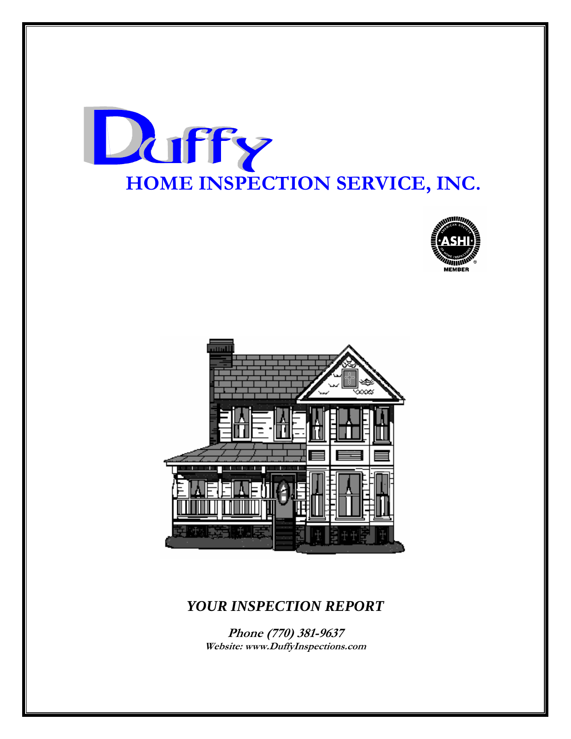# Duffy

## HOME INSPECTION SERVICE, INC.

ASHI MEMBER

***YOUR INSPECTION REPORT***

**Phone (770) 381-9637**

**Website: www.DuffyInspections.com**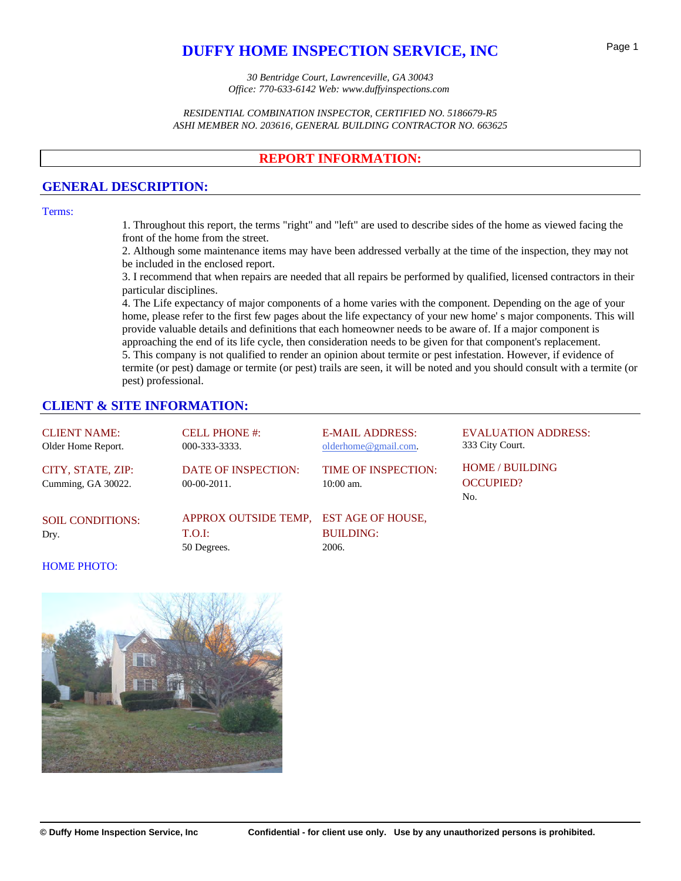# DUFFY HOME INSPECTION SERVICE, INC

*30 Bentridge Court, Lawrenceville, GA 30043*
*Office: 770-633-6142 Web: www.duffyinspections.com*

*RESIDENTIAL COMBINATION INSPECTOR, CERTIFIED NO. 5186679-R5*
*ASHI MEMBER NO. 203616, GENERAL BUILDING CONTRACTOR NO. 663625*

## REPORT INFORMATION:

### GENERAL DESCRIPTION:

Terms:

1. Throughout this report, the terms "right" and "left" are used to describe sides of the home as viewed facing the front of the home from the street.
2. Although some maintenance items may have been addressed verbally at the time of the inspection, they may not be included in the enclosed report.
3. I recommend that when repairs are needed that all repairs be performed by qualified, licensed contractors in their particular disciplines.
4. The Life expectancy of major components of a home varies with the component. Depending on the age of your home, please refer to the first few pages about the life expectancy of your new home' s major components. This will provide valuable details and definitions that each homeowner needs to be aware of. If a major component is approaching the end of its life cycle, then consideration needs to be given for that component's replacement.
5. This company is not qualified to render an opinion about termite or pest infestation. However, if evidence of termite (or pest) damage or termite (or pest) trails are seen, it will be noted and you should consult with a termite (or pest) professional.

### CLIENT & SITE INFORMATION:

| CLIENT NAME: | CELL PHONE #: | E-MAIL ADDRESS: | EVALUATION ADDRESS: |
|---|---|---|---|
| Older Home Report. | 000-333-3333. | olderhome@gmail.com. | 333 City Court. |
| **CITY, STATE, ZIP:** | **DATE OF INSPECTION:** | **TIME OF INSPECTION:** | **HOME / BUILDING OCCUPIED?** |
| Cumming, GA 30022. | 00-00-2011. | 10:00 am. | No. |
| **SOIL CONDITIONS:** | **APPROX OUTSIDE TEMP, T.O.I:** | **EST AGE OF HOUSE, BUILDING:** | |
| Dry. | 50 Degrees. | 2006. | |

HOME PHOTO: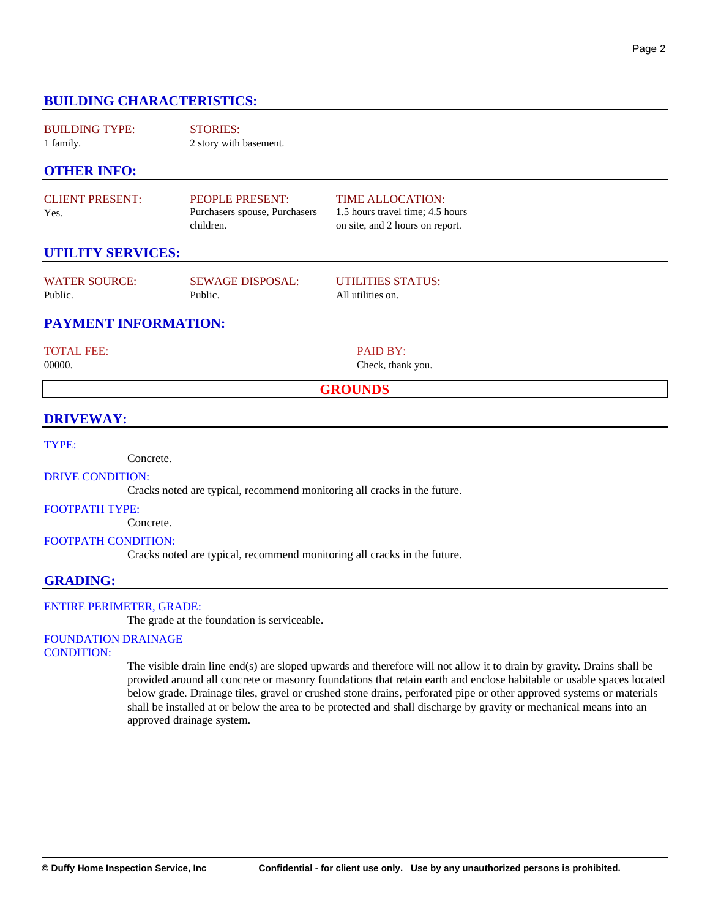## BUILDING CHARACTERISTICS:

| BUILDING TYPE: | STORIES: |
|---|---|
| 1 family. | 2 story with basement. |

## OTHER INFO:

| CLIENT PRESENT: | PEOPLE PRESENT: | TIME ALLOCATION: |
|---|---|---|
| Yes. | Purchasers spouse, Purchasers children. | 1.5 hours travel time; 4.5 hours on site, and 2 hours on report. |

## UTILITY SERVICES:

| WATER SOURCE: | SEWAGE DISPOSAL: | UTILITIES STATUS: |
|---|---|---|
| Public. | Public. | All utilities on. |

## PAYMENT INFORMATION:

| TOTAL FEE: | PAID BY: |
|---|---|
| 00000. | Check, thank you. |

# GROUNDS

## DRIVEWAY:

**TYPE:**

Concrete.

**DRIVE CONDITION:**

Cracks noted are typical, recommend monitoring all cracks in the future.

**FOOTPATH TYPE:**

Concrete.

**FOOTPATH CONDITION:**

Cracks noted are typical, recommend monitoring all cracks in the future.

## GRADING:

**ENTIRE PERIMETER, GRADE:**

The grade at the foundation is serviceable.

**FOUNDATION DRAINAGE CONDITION:**

The visible drain line end(s) are sloped upwards and therefore will not allow it to drain by gravity. Drains shall be provided around all concrete or masonry foundations that retain earth and enclose habitable or usable spaces located below grade. Drainage tiles, gravel or crushed stone drains, perforated pipe or other approved systems or materials shall be installed at or below the area to be protected and shall discharge by gravity or mechanical means into an approved drainage system.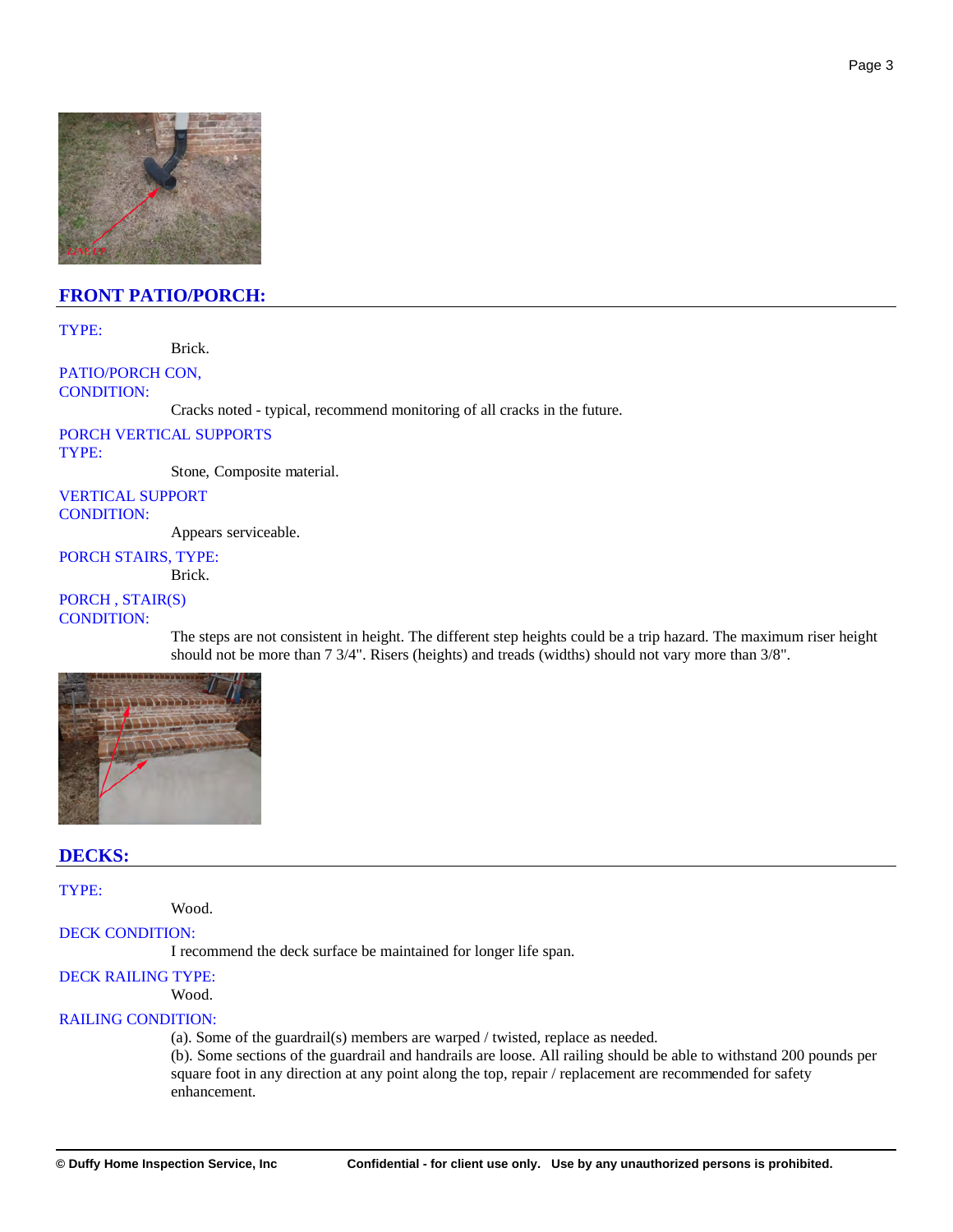## FRONT PATIO/PORCH:

TYPE:

Brick.

PATIO/PORCH CON, CONDITION:

Cracks noted - typical, recommend monitoring of all cracks in the future.

PORCH VERTICAL SUPPORTS TYPE:

Stone, Composite material.

VERTICAL SUPPORT CONDITION:

Appears serviceable.

PORCH STAIRS, TYPE:

Brick.

PORCH , STAIR(S) CONDITION:

The steps are not consistent in height. The different step heights could be a trip hazard. The maximum riser height should not be more than 7 3/4". Risers (heights) and treads (widths) should not vary more than 3/8".

## DECKS:

TYPE:

Wood.

DECK CONDITION:

I recommend the deck surface be maintained for longer life span.

DECK RAILING TYPE:

Wood.

RAILING CONDITION:

(a). Some of the guardrail(s) members are warped / twisted, replace as needed.
(b). Some sections of the guardrail and handrails are loose. All railing should be able to withstand 200 pounds per square foot in any direction at any point along the top, repair / replacement are recommended for safety enhancement.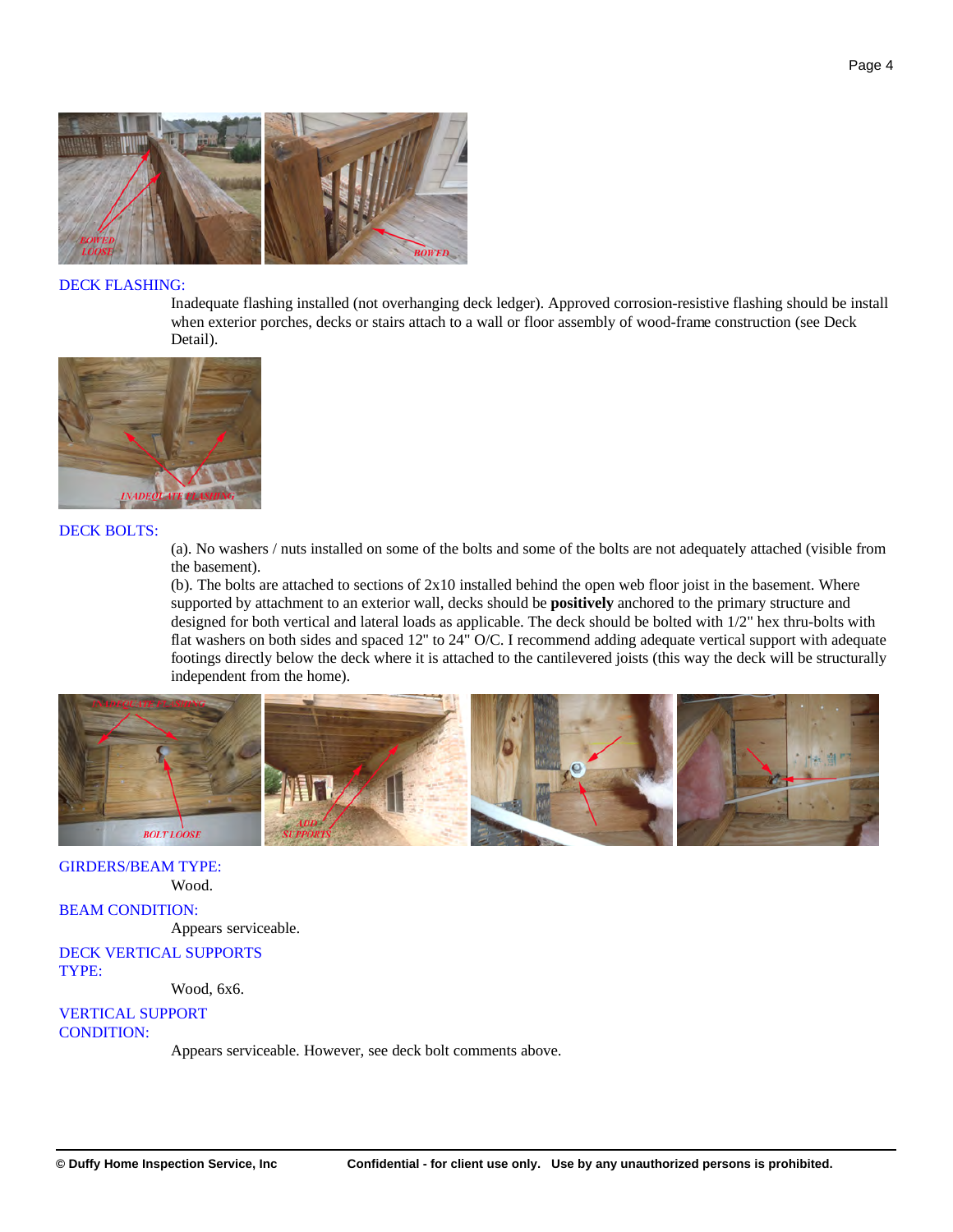DECK FLASHING:

Inadequate flashing installed (not overhanging deck ledger). Approved corrosion-resistive flashing should be install when exterior porches, decks or stairs attach to a wall or floor assembly of wood-frame construction (see Deck Detail).

DECK BOLTS:

(a). No washers / nuts installed on some of the bolts and some of the bolts are not adequately attached (visible from the basement).

(b). The bolts are attached to sections of 2x10 installed behind the open web floor joist in the basement. Where supported by attachment to an exterior wall, decks should be **positively** anchored to the primary structure and designed for both vertical and lateral loads as applicable. The deck should be bolted with 1/2" hex thru-bolts with flat washers on both sides and spaced 12" to 24" O/C. I recommend adding adequate vertical support with adequate footings directly below the deck where it is attached to the cantilevered joists (this way the deck will be structurally independent from the home).

GIRDERS/BEAM TYPE:

Wood.

BEAM CONDITION:

Appears serviceable.

DECK VERTICAL SUPPORTS TYPE:

Wood, 6x6.

VERTICAL SUPPORT CONDITION:

Appears serviceable. However, see deck bolt comments above.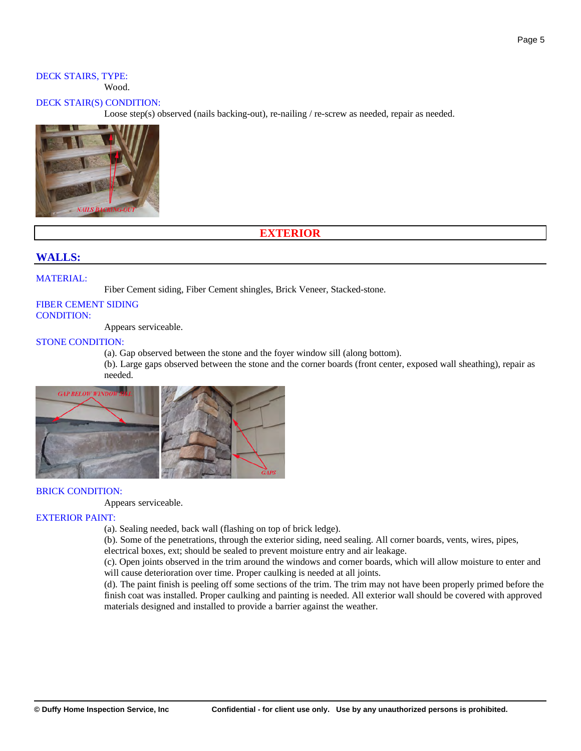DECK STAIRS, TYPE:

Wood.

DECK STAIR(S) CONDITION:

Loose step(s) observed (nails backing-out), re-nailing / re-screw as needed, repair as needed.

# EXTERIOR

## WALLS:

MATERIAL:

Fiber Cement siding, Fiber Cement shingles, Brick Veneer, Stacked-stone.

FIBER CEMENT SIDING CONDITION:

Appears serviceable.

STONE CONDITION:

(a). Gap observed between the stone and the foyer window sill (along bottom).
(b). Large gaps observed between the stone and the corner boards (front center, exposed wall sheathing), repair as needed.

BRICK CONDITION:

Appears serviceable.

EXTERIOR PAINT:

(a). Sealing needed, back wall (flashing on top of brick ledge).
(b). Some of the penetrations, through the exterior siding, need sealing. All corner boards, vents, wires, pipes, electrical boxes, ext; should be sealed to prevent moisture entry and air leakage.
(c). Open joints observed in the trim around the windows and corner boards, which will allow moisture to enter and will cause deterioration over time. Proper caulking is needed at all joints.
(d). The paint finish is peeling off some sections of the trim. The trim may not have been properly primed before the finish coat was installed. Proper caulking and painting is needed. All exterior wall should be covered with approved materials designed and installed to provide a barrier against the weather.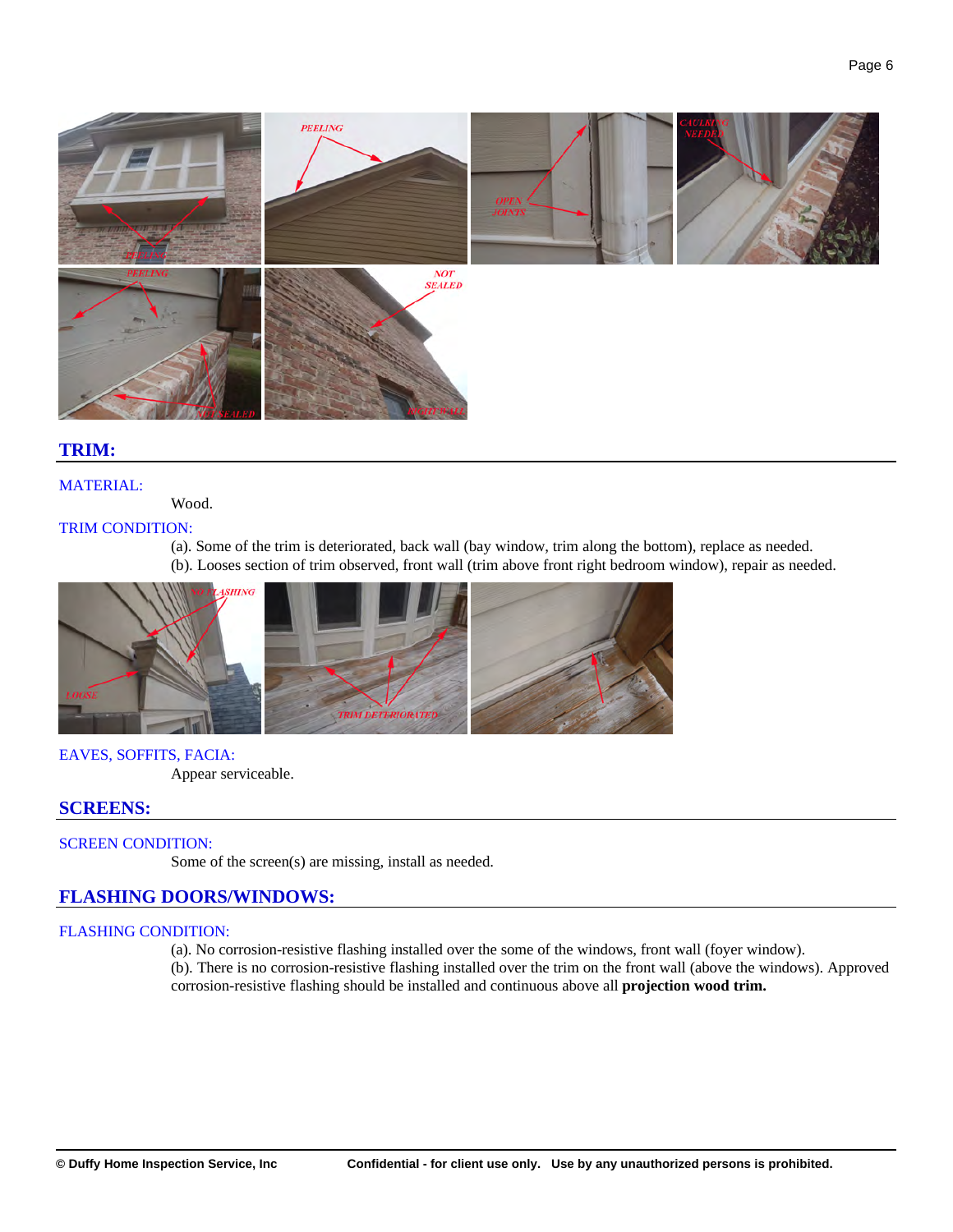## TRIM:

MATERIAL:

Wood.

TRIM CONDITION:

(a). Some of the trim is deteriorated, back wall (bay window, trim along the bottom), replace as needed.
(b). Looses section of trim observed, front wall (trim above front right bedroom window), repair as needed.

EAVES, SOFFITS, FACIA:

Appear serviceable.

## SCREENS:

SCREEN CONDITION:

Some of the screen(s) are missing, install as needed.

## FLASHING DOORS/WINDOWS:

FLASHING CONDITION:

(a). No corrosion-resistive flashing installed over the some of the windows, front wall (foyer window).
(b). There is no corrosion-resistive flashing installed over the trim on the front wall (above the windows). Approved corrosion-resistive flashing should be installed and continuous above all **projection wood trim.**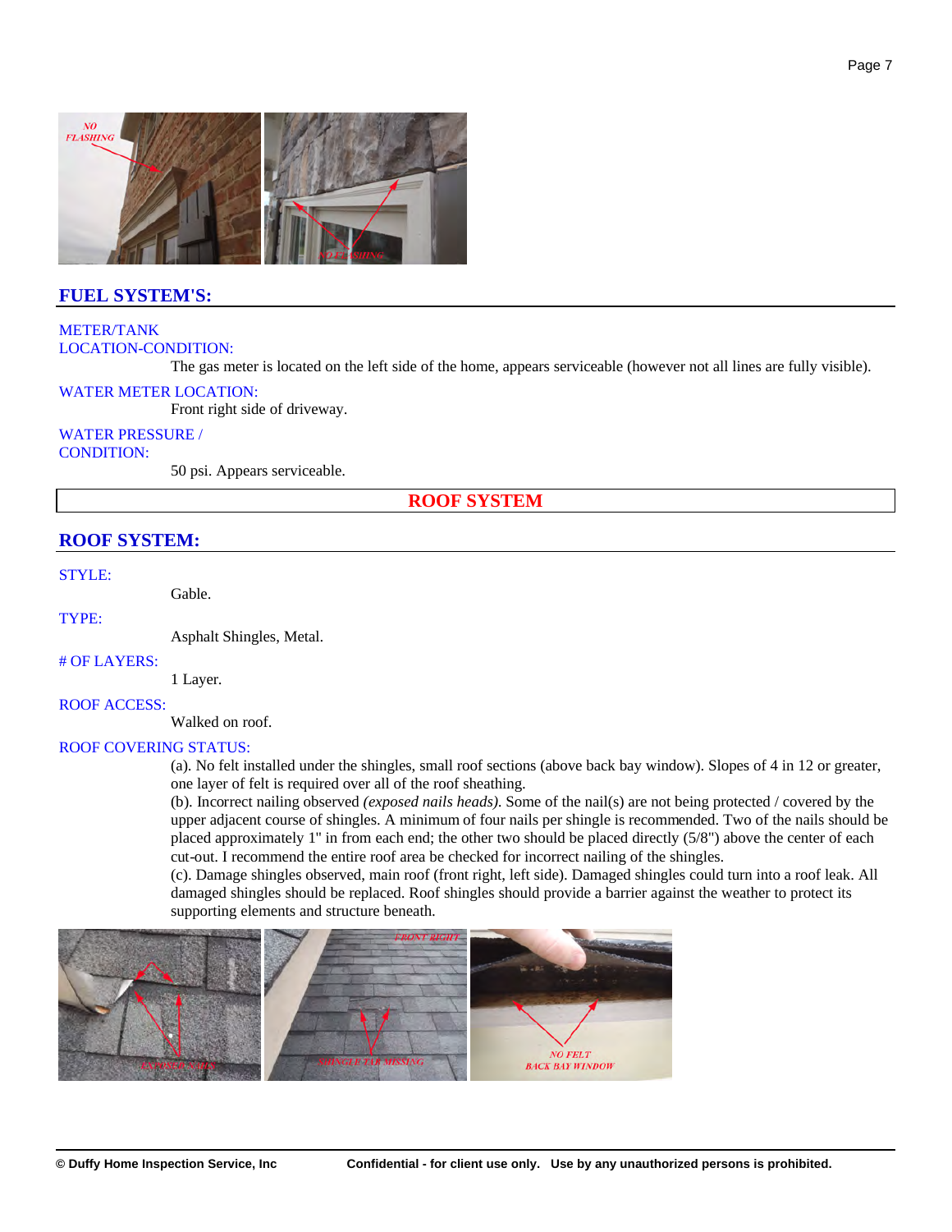## FUEL SYSTEM'S:

METER/TANK LOCATION-CONDITION:

The gas meter is located on the left side of the home, appears serviceable (however not all lines are fully visible).

WATER METER LOCATION:

Front right side of driveway.

WATER PRESSURE / CONDITION:

50 psi. Appears serviceable.

# ROOF SYSTEM

## ROOF SYSTEM:

STYLE:

Gable.

TYPE:

Asphalt Shingles, Metal.

# OF LAYERS:

1 Layer.

ROOF ACCESS:

Walked on roof.

ROOF COVERING STATUS:

(a). No felt installed under the shingles, small roof sections (above back bay window). Slopes of 4 in 12 or greater, one layer of felt is required over all of the roof sheathing.
(b). Incorrect nailing observed *(exposed nails heads).* Some of the nail(s) are not being protected / covered by the upper adjacent course of shingles. A minimum of four nails per shingle is recommended. Two of the nails should be placed approximately 1" in from each end; the other two should be placed directly (5/8") above the center of each cut-out. I recommend the entire roof area be checked for incorrect nailing of the shingles.
(c). Damage shingles observed, main roof (front right, left side). Damaged shingles could turn into a roof leak. All damaged shingles should be replaced. Roof shingles should provide a barrier against the weather to protect its supporting elements and structure beneath.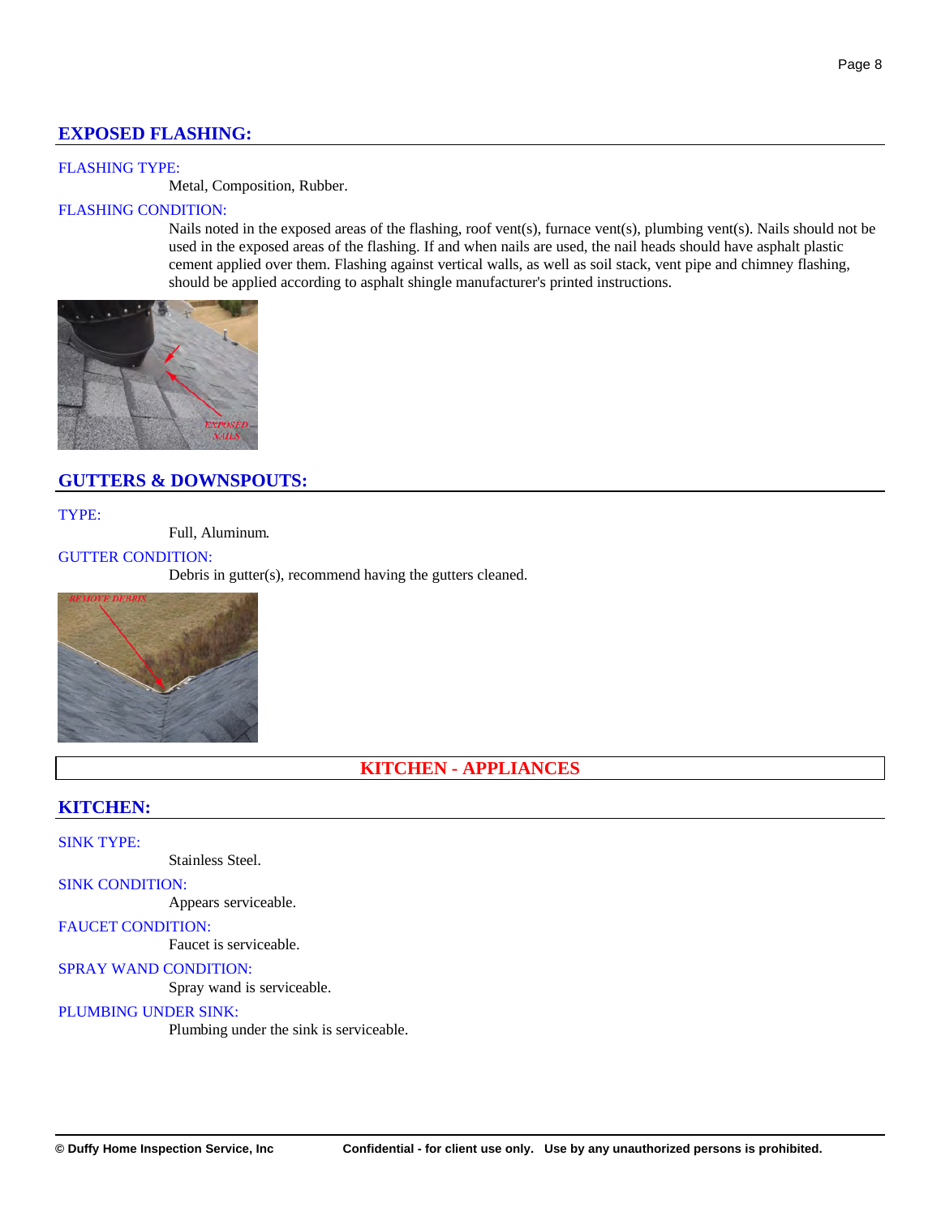## EXPOSED FLASHING:

FLASHING TYPE:

Metal, Composition, Rubber.

FLASHING CONDITION:

Nails noted in the exposed areas of the flashing, roof vent(s), furnace vent(s), plumbing vent(s). Nails should not be used in the exposed areas of the flashing. If and when nails are used, the nail heads should have asphalt plastic cement applied over them. Flashing against vertical walls, as well as soil stack, vent pipe and chimney flashing, should be applied according to asphalt shingle manufacturer's printed instructions.

## GUTTERS & DOWNSPOUTS:

TYPE:

Full, Aluminum.

GUTTER CONDITION:

Debris in gutter(s), recommend having the gutters cleaned.

# KITCHEN - APPLIANCES

## KITCHEN:

SINK TYPE:

Stainless Steel.

SINK CONDITION:

Appears serviceable.

FAUCET CONDITION:

Faucet is serviceable.

SPRAY WAND CONDITION:

Spray wand is serviceable.

PLUMBING UNDER SINK:

Plumbing under the sink is serviceable.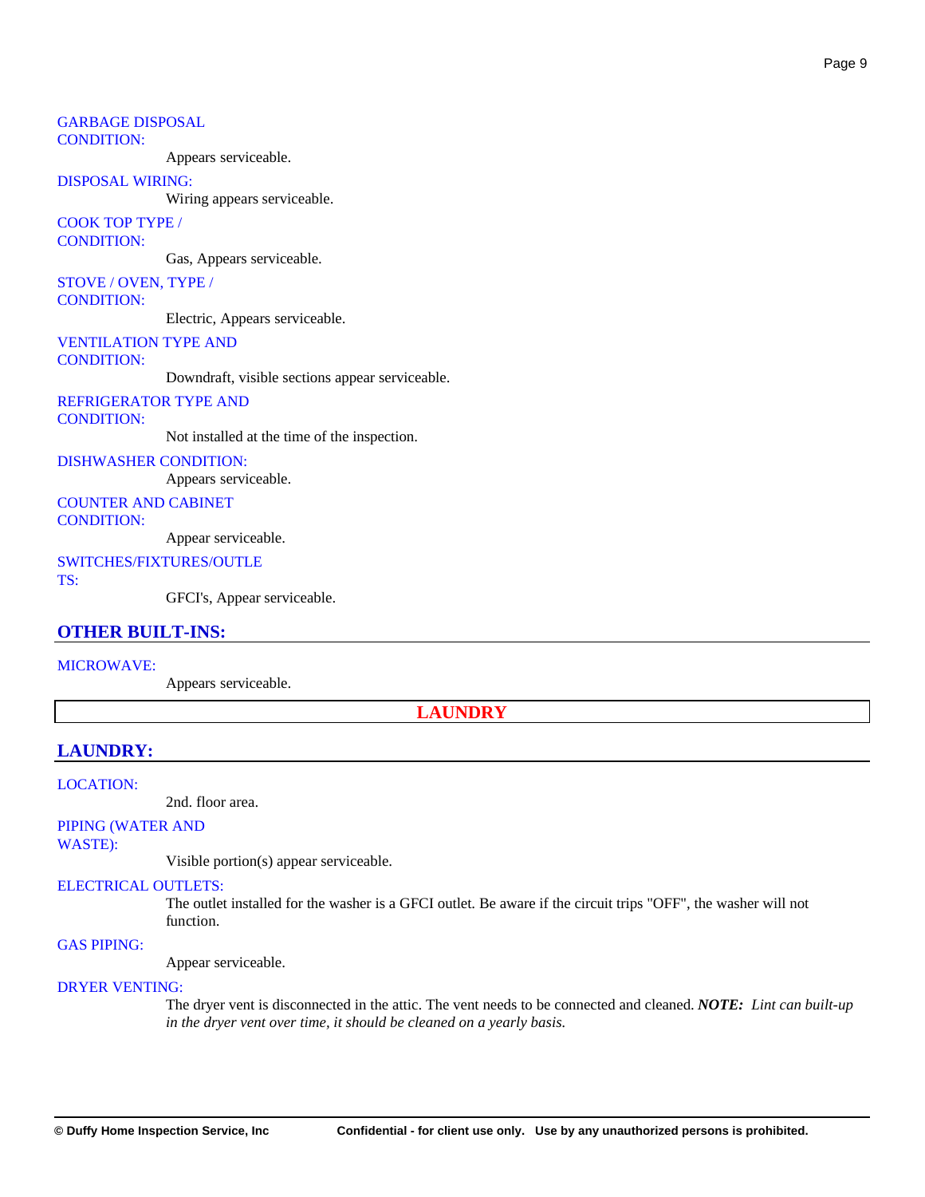GARBAGE DISPOSAL CONDITION:
: Appears serviceable.

DISPOSAL WIRING:
: Wiring appears serviceable.

COOK TOP TYPE / CONDITION:
: Gas, Appears serviceable.

STOVE / OVEN, TYPE / CONDITION:
: Electric, Appears serviceable.

VENTILATION TYPE AND CONDITION:
: Downdraft, visible sections appear serviceable.

REFRIGERATOR TYPE AND CONDITION:
: Not installed at the time of the inspection.

DISHWASHER CONDITION:
: Appears serviceable.

COUNTER AND CABINET CONDITION:
: Appear serviceable.

SWITCHES/FIXTURES/OUTLETS:
: GFCI's, Appear serviceable.

## OTHER BUILT-INS:

MICROWAVE:
: Appears serviceable.

# LAUNDRY

## LAUNDRY:

LOCATION:
: 2nd. floor area.

PIPING (WATER AND WASTE):
: Visible portion(s) appear serviceable.

ELECTRICAL OUTLETS:
: The outlet installed for the washer is a GFCI outlet. Be aware if the circuit trips "OFF", the washer will not function.

GAS PIPING:
: Appear serviceable.

DRYER VENTING:
: The dryer vent is disconnected in the attic. The vent needs to be connected and cleaned. ***NOTE:*** *Lint can built-up in the dryer vent over time, it should be cleaned on a yearly basis.*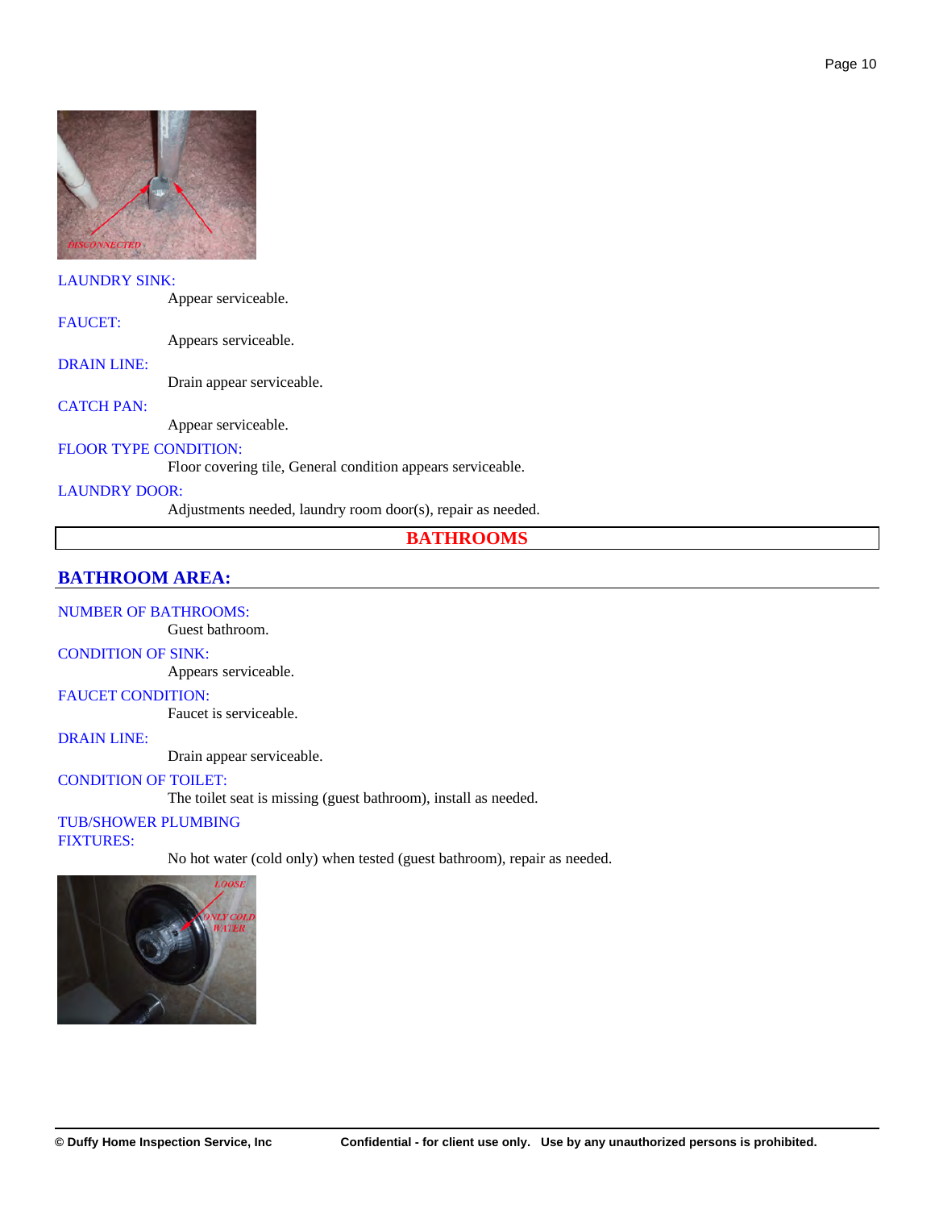LAUNDRY SINK:

Appear serviceable.

FAUCET:

Appears serviceable.

DRAIN LINE:

Drain appear serviceable.

CATCH PAN:

Appear serviceable.

FLOOR TYPE CONDITION:

Floor covering tile, General condition appears serviceable.

LAUNDRY DOOR:

Adjustments needed, laundry room door(s), repair as needed.

# BATHROOMS

## BATHROOM AREA:

NUMBER OF BATHROOMS:

Guest bathroom.

CONDITION OF SINK:

Appears serviceable.

FAUCET CONDITION:

Faucet is serviceable.

DRAIN LINE:

Drain appear serviceable.

CONDITION OF TOILET:

The toilet seat is missing (guest bathroom), install as needed.

TUB/SHOWER PLUMBING FIXTURES:

No hot water (cold only) when tested (guest bathroom), repair as needed.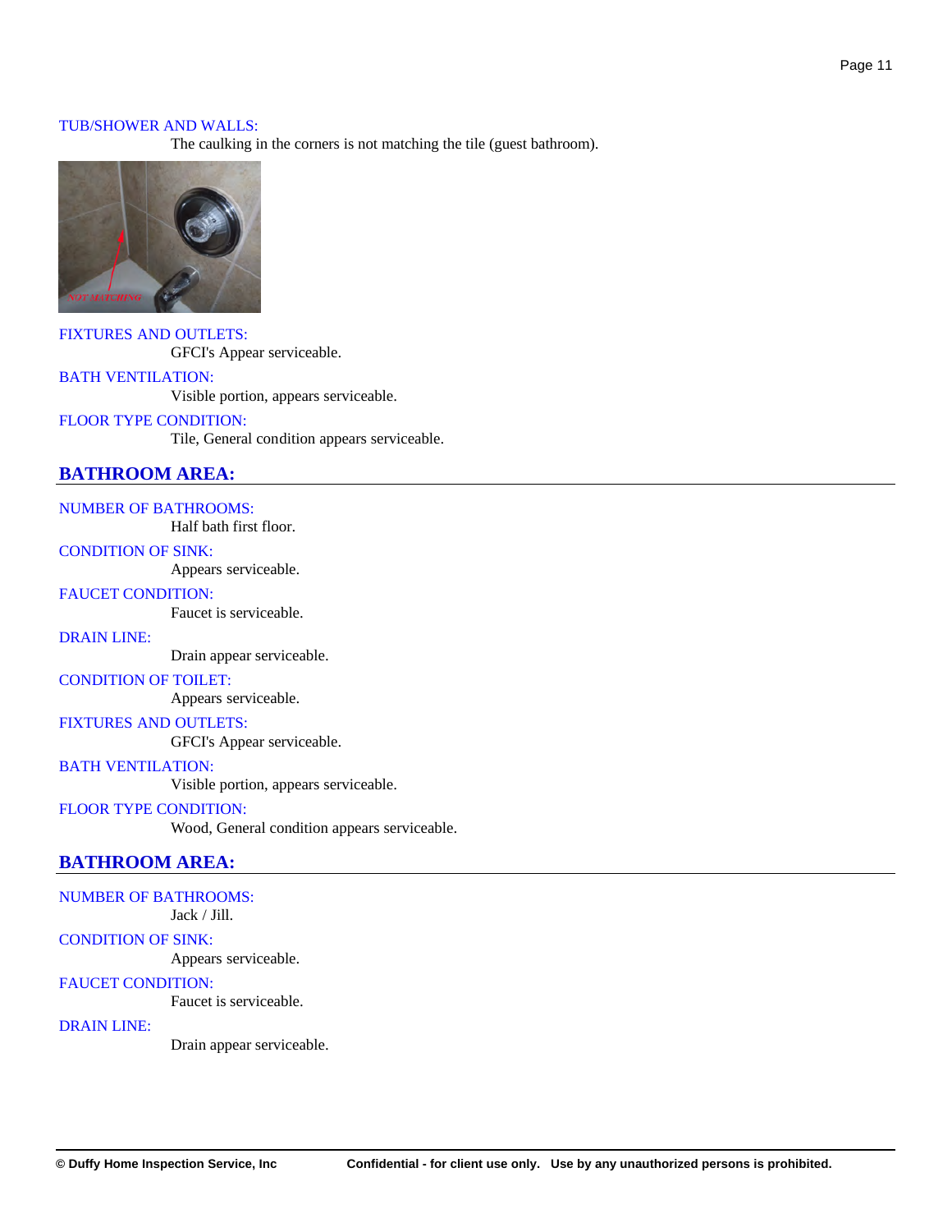TUB/SHOWER AND WALLS:

The caulking in the corners is not matching the tile (guest bathroom).

FIXTURES AND OUTLETS:

GFCI's Appear serviceable.

BATH VENTILATION:

Visible portion, appears serviceable.

FLOOR TYPE CONDITION:

Tile, General condition appears serviceable.

## BATHROOM AREA:

NUMBER OF BATHROOMS:

Half bath first floor.

CONDITION OF SINK:

Appears serviceable.

FAUCET CONDITION:

Faucet is serviceable.

DRAIN LINE:

Drain appear serviceable.

CONDITION OF TOILET:

Appears serviceable.

FIXTURES AND OUTLETS:

GFCI's Appear serviceable.

BATH VENTILATION:

Visible portion, appears serviceable.

FLOOR TYPE CONDITION:

Wood, General condition appears serviceable.

## BATHROOM AREA:

NUMBER OF BATHROOMS:

Jack / Jill.

CONDITION OF SINK:

Appears serviceable.

FAUCET CONDITION:

Faucet is serviceable.

DRAIN LINE:

Drain appear serviceable.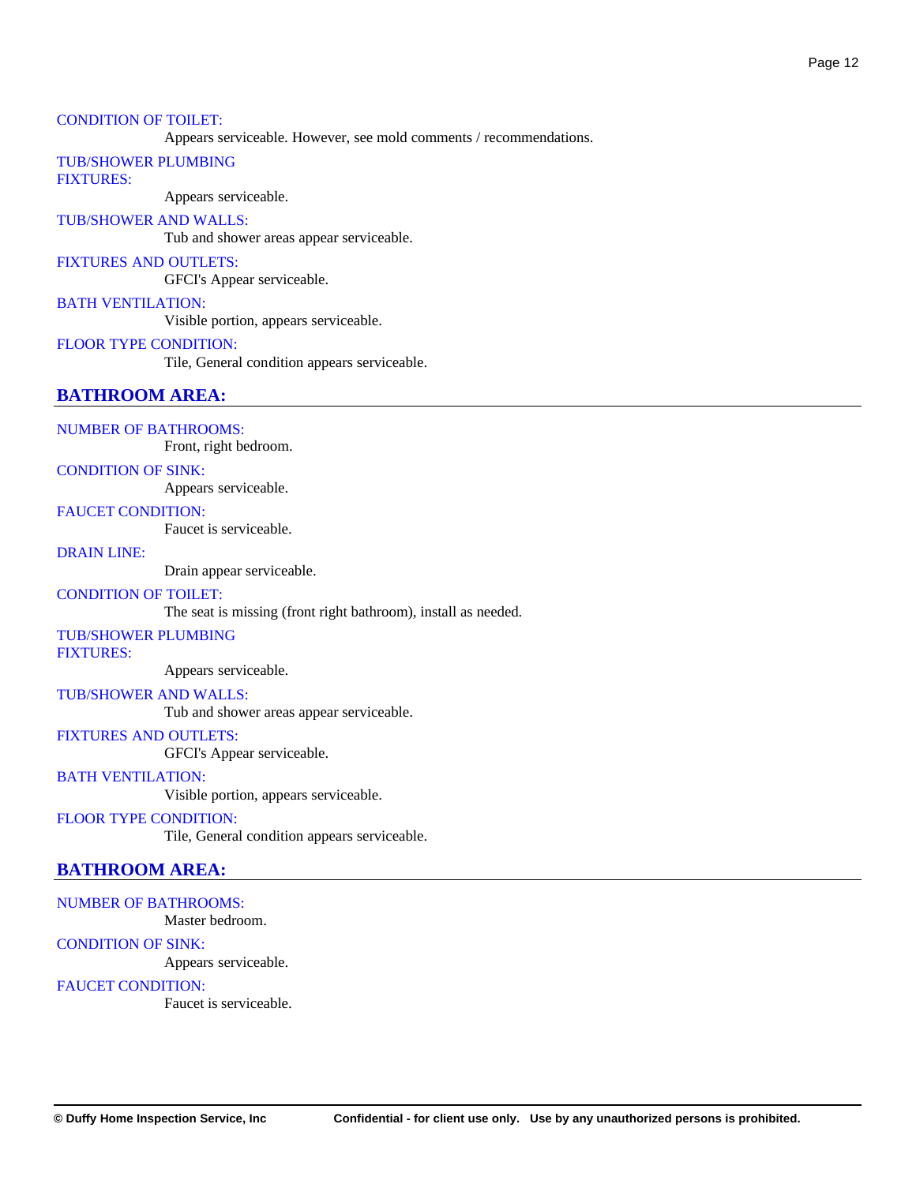CONDITION OF TOILET:

Appears serviceable. However, see mold comments / recommendations.

TUB/SHOWER PLUMBING FIXTURES:

Appears serviceable.

TUB/SHOWER AND WALLS:

Tub and shower areas appear serviceable.

FIXTURES AND OUTLETS:

GFCI's Appear serviceable.

BATH VENTILATION:

Visible portion, appears serviceable.

FLOOR TYPE CONDITION:

Tile, General condition appears serviceable.

## BATHROOM AREA:

NUMBER OF BATHROOMS:

Front, right bedroom.

CONDITION OF SINK:

Appears serviceable.

FAUCET CONDITION:

Faucet is serviceable.

DRAIN LINE:

Drain appear serviceable.

CONDITION OF TOILET:

The seat is missing (front right bathroom), install as needed.

TUB/SHOWER PLUMBING FIXTURES:

Appears serviceable.

TUB/SHOWER AND WALLS:

Tub and shower areas appear serviceable.

FIXTURES AND OUTLETS:

GFCI's Appear serviceable.

BATH VENTILATION:

Visible portion, appears serviceable.

FLOOR TYPE CONDITION:

Tile, General condition appears serviceable.

## BATHROOM AREA:

NUMBER OF BATHROOMS:

Master bedroom.

CONDITION OF SINK:

Appears serviceable.

FAUCET CONDITION:

Faucet is serviceable.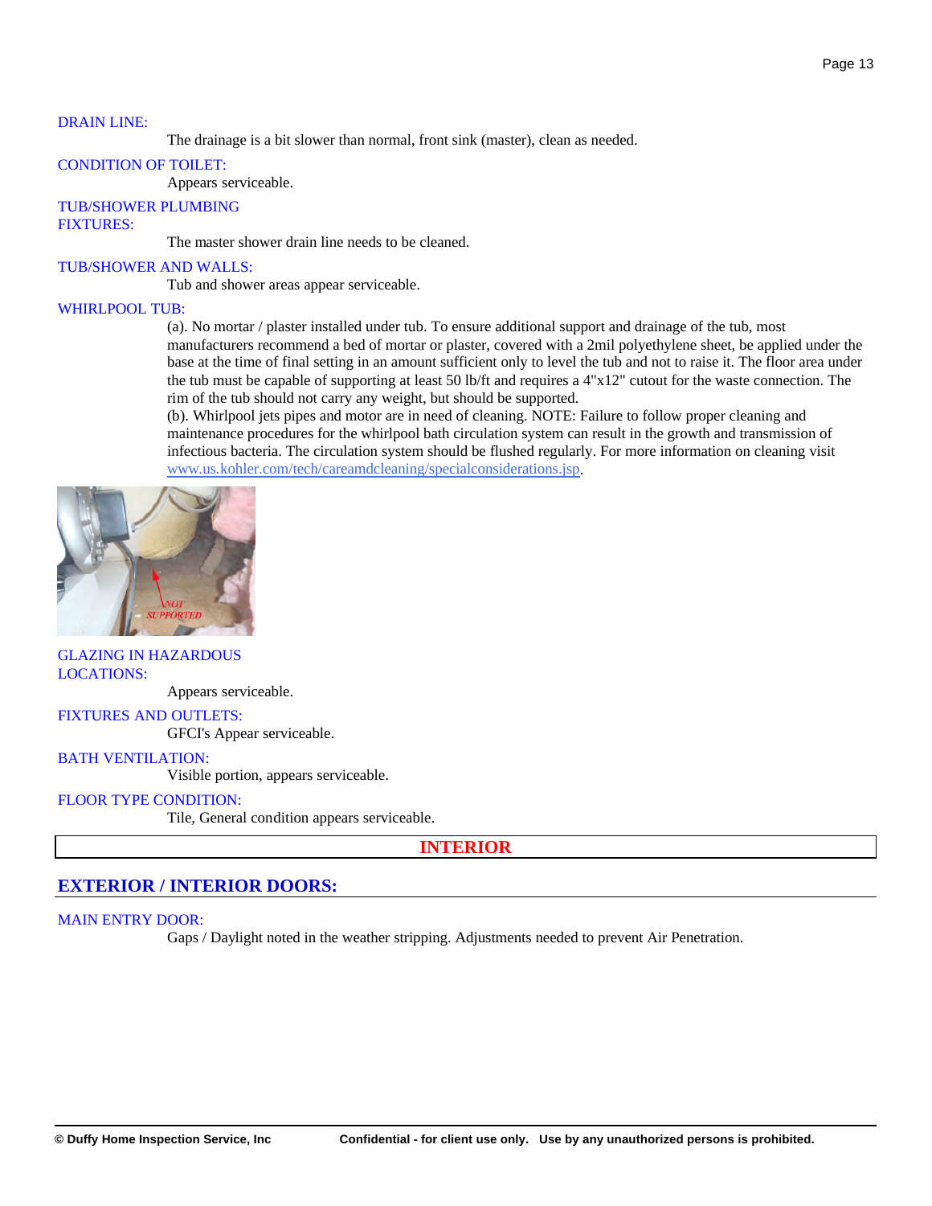DRAIN LINE:

The drainage is a bit slower than normal, front sink (master), clean as needed.

CONDITION OF TOILET:

Appears serviceable.

TUB/SHOWER PLUMBING FIXTURES:

The master shower drain line needs to be cleaned.

TUB/SHOWER AND WALLS:

Tub and shower areas appear serviceable.

WHIRLPOOL TUB:

(a). No mortar / plaster installed under tub. To ensure additional support and drainage of the tub, most manufacturers recommend a bed of mortar or plaster, covered with a 2mil polyethylene sheet, be applied under the base at the time of final setting in an amount sufficient only to level the tub and not to raise it. The floor area under the tub must be capable of supporting at least 50 lb/ft and requires a 4"x12" cutout for the waste connection. The rim of the tub should not carry any weight, but should be supported.
(b). Whirlpool jets pipes and motor are in need of cleaning. NOTE: Failure to follow proper cleaning and maintenance procedures for the whirlpool bath circulation system can result in the growth and transmission of infectious bacteria. The circulation system should be flushed regularly. For more information on cleaning visit www.us.kohler.com/tech/careamdcleaning/specialconsiderations.jsp.

GLAZING IN HAZARDOUS LOCATIONS:

Appears serviceable.

FIXTURES AND OUTLETS:

GFCI's Appear serviceable.

BATH VENTILATION:

Visible portion, appears serviceable.

FLOOR TYPE CONDITION:

Tile, General condition appears serviceable.

# INTERIOR

## EXTERIOR / INTERIOR DOORS:

MAIN ENTRY DOOR:

Gaps / Daylight noted in the weather stripping. Adjustments needed to prevent Air Penetration.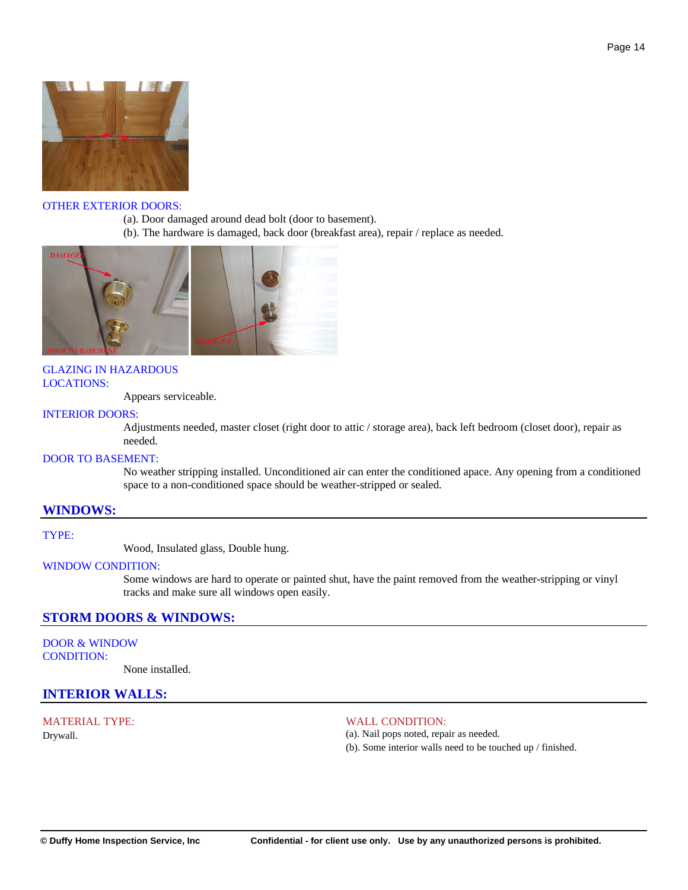OTHER EXTERIOR DOORS:

(a). Door damaged around dead bolt (door to basement).
(b). The hardware is damaged, back door (breakfast area), repair / replace as needed.

GLAZING IN HAZARDOUS LOCATIONS:

Appears serviceable.

INTERIOR DOORS:

Adjustments needed, master closet (right door to attic / storage area), back left bedroom (closet door), repair as needed.

DOOR TO BASEMENT:

No weather stripping installed. Unconditioned air can enter the conditioned apace. Any opening from a conditioned space to a non-conditioned space should be weather-stripped or sealed.

## WINDOWS:

TYPE:

Wood, Insulated glass, Double hung.

WINDOW CONDITION:

Some windows are hard to operate or painted shut, have the paint removed from the weather-stripping or vinyl tracks and make sure all windows open easily.

## STORM DOORS & WINDOWS:

DOOR & WINDOW CONDITION:

None installed.

## INTERIOR WALLS:

MATERIAL TYPE:

Drywall.

WALL CONDITION:

(a). Nail pops noted, repair as needed.
(b). Some interior walls need to be touched up / finished.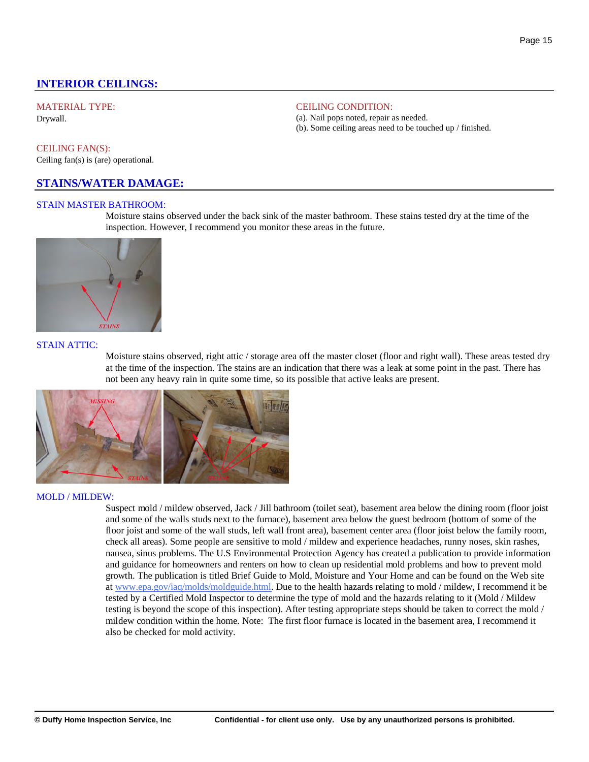## INTERIOR CEILINGS:

MATERIAL TYPE:
Drywall.

CEILING CONDITION:
(a). Nail pops noted, repair as needed.
(b). Some ceiling areas need to be touched up / finished.

CEILING FAN(S):
Ceiling fan(s) is (are) operational.

## STAINS/WATER DAMAGE:

STAIN MASTER BATHROOM:

Moisture stains observed under the back sink of the master bathroom. These stains tested dry at the time of the inspection. However, I recommend you monitor these areas in the future.

STAIN ATTIC:

Moisture stains observed, right attic / storage area off the master closet (floor and right wall). These areas tested dry at the time of the inspection. The stains are an indication that there was a leak at some point in the past. There has not been any heavy rain in quite some time, so its possible that active leaks are present.

MOLD / MILDEW:

Suspect mold / mildew observed, Jack / Jill bathroom (toilet seat), basement area below the dining room (floor joist and some of the walls studs next to the furnace), basement area below the guest bedroom (bottom of some of the floor joist and some of the wall studs, left wall front area), basement center area (floor joist below the family room, check all areas). Some people are sensitive to mold / mildew and experience headaches, runny noses, skin rashes, nausea, sinus problems. The U.S Environmental Protection Agency has created a publication to provide information and guidance for homeowners and renters on how to clean up residential mold problems and how to prevent mold growth. The publication is titled Brief Guide to Mold, Moisture and Your Home and can be found on the Web site at www.epa.gov/iaq/molds/moldguide.html. Due to the health hazards relating to mold / mildew, I recommend it be tested by a Certified Mold Inspector to determine the type of mold and the hazards relating to it (Mold / Mildew testing is beyond the scope of this inspection). After testing appropriate steps should be taken to correct the mold / mildew condition within the home. Note: The first floor furnace is located in the basement area, I recommend it also be checked for mold activity.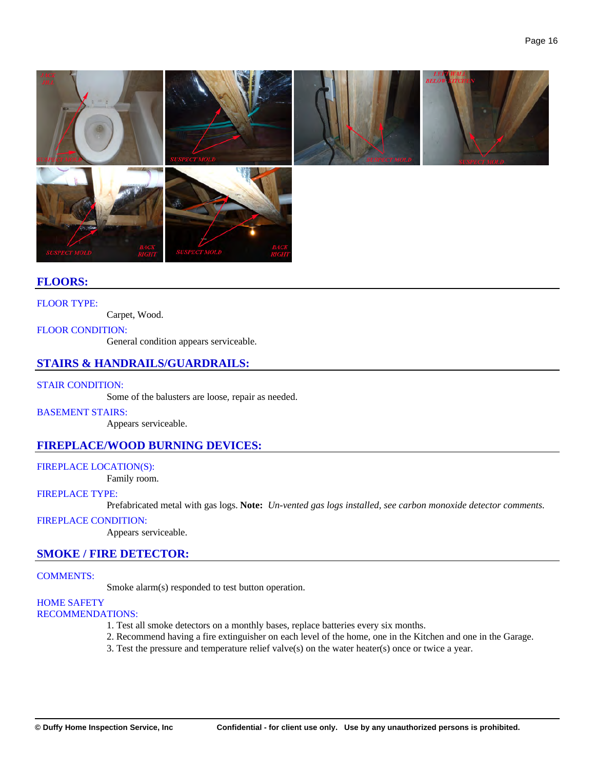## FLOORS:

FLOOR TYPE:

Carpet, Wood.

FLOOR CONDITION:

General condition appears serviceable.

## STAIRS & HANDRAILS/GUARDRAILS:

STAIR CONDITION:

Some of the balusters are loose, repair as needed.

BASEMENT STAIRS:

Appears serviceable.

## FIREPLACE/WOOD BURNING DEVICES:

FIREPLACE LOCATION(S):

Family room.

FIREPLACE TYPE:

Prefabricated metal with gas logs. **Note:** *Un-vented gas logs installed, see carbon monoxide detector comments.*

FIREPLACE CONDITION:

Appears serviceable.

## SMOKE / FIRE DETECTOR:

COMMENTS:

Smoke alarm(s) responded to test button operation.

HOME SAFETY RECOMMENDATIONS:

1. Test all smoke detectors on a monthly bases, replace batteries every six months.
2. Recommend having a fire extinguisher on each level of the home, one in the Kitchen and one in the Garage.
3. Test the pressure and temperature relief valve(s) on the water heater(s) once or twice a year.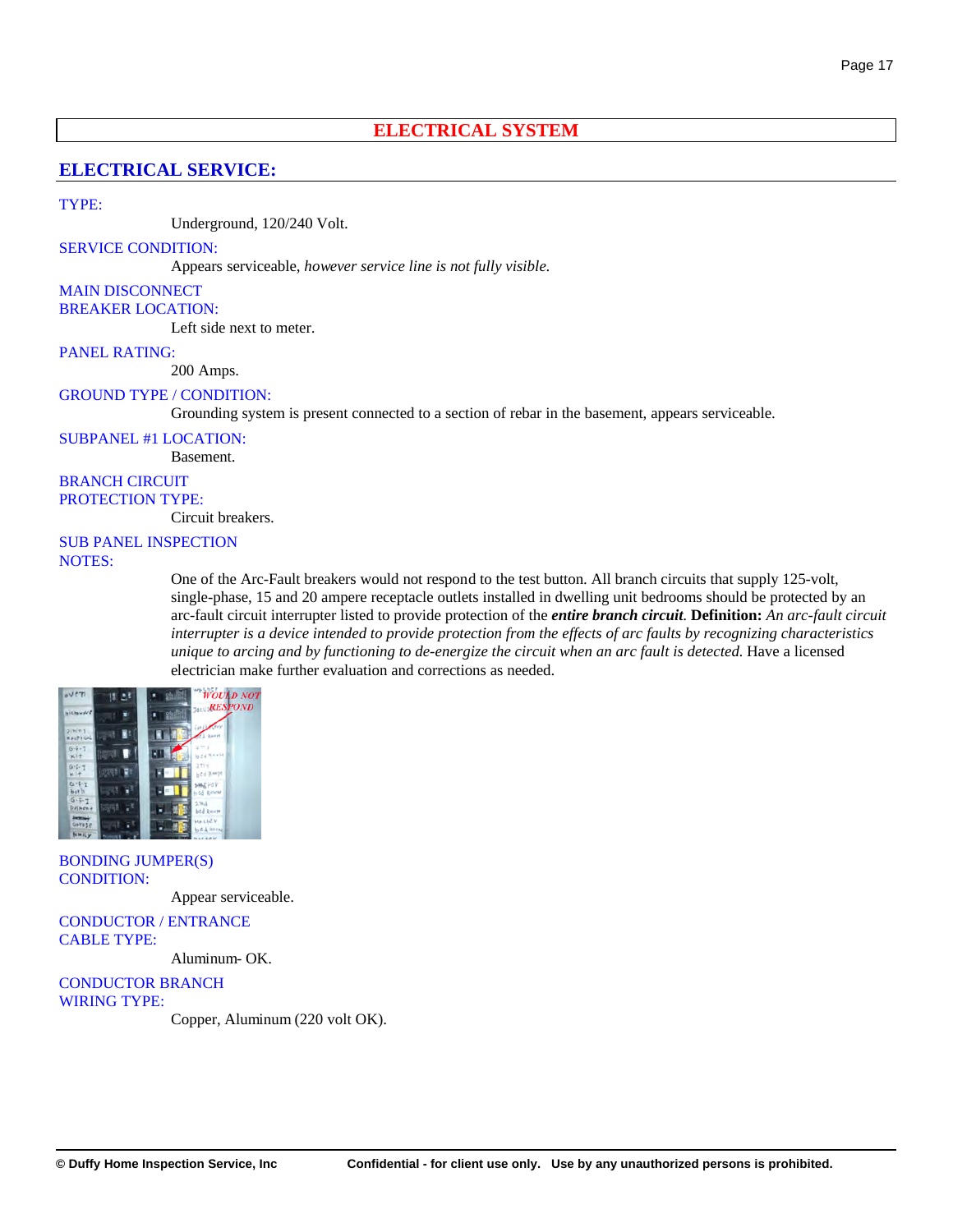# ELECTRICAL SYSTEM

## ELECTRICAL SERVICE:

TYPE:

Underground, 120/240 Volt.

SERVICE CONDITION:

Appears serviceable, *however service line is not fully visible.*

MAIN DISCONNECT BREAKER LOCATION:

Left side next to meter.

PANEL RATING:

200 Amps.

GROUND TYPE / CONDITION:

Grounding system is present connected to a section of rebar in the basement, appears serviceable.

SUBPANEL #1 LOCATION:

Basement.

BRANCH CIRCUIT PROTECTION TYPE:

Circuit breakers.

SUB PANEL INSPECTION NOTES:

One of the Arc-Fault breakers would not respond to the test button. All branch circuits that supply 125-volt, single-phase, 15 and 20 ampere receptacle outlets installed in dwelling unit bedrooms should be protected by an arc-fault circuit interrupter listed to provide protection of the ***entire branch circuit***. **Definition:** *An arc-fault circuit interrupter is a device intended to provide protection from the effects of arc faults by recognizing characteristics unique to arcing and by functioning to de-energize the circuit when an arc fault is detected.* Have a licensed electrician make further evaluation and corrections as needed.

BONDING JUMPER(S) CONDITION:

Appear serviceable.

CONDUCTOR / ENTRANCE CABLE TYPE:

Aluminum- OK.

CONDUCTOR BRANCH WIRING TYPE:

Copper, Aluminum (220 volt OK).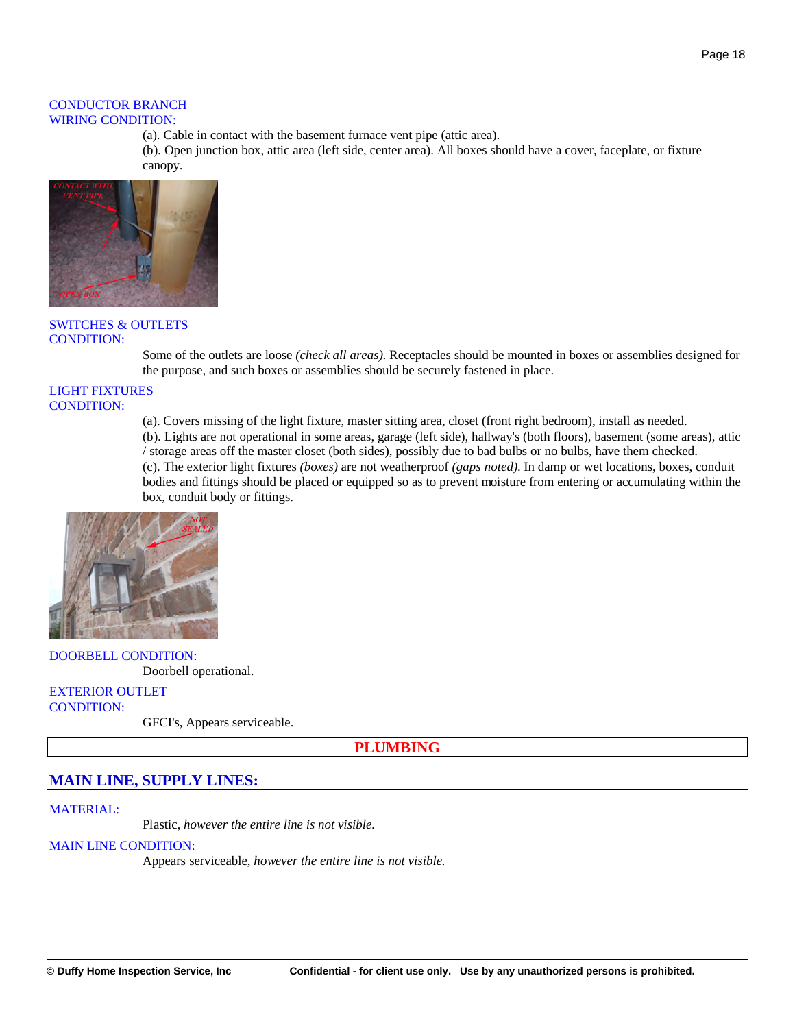CONDUCTOR BRANCH WIRING CONDITION:

(a). Cable in contact with the basement furnace vent pipe (attic area).
(b). Open junction box, attic area (left side, center area). All boxes should have a cover, faceplate, or fixture canopy.

SWITCHES & OUTLETS CONDITION:

Some of the outlets are loose *(check all areas).* Receptacles should be mounted in boxes or assemblies designed for the purpose, and such boxes or assemblies should be securely fastened in place.

LIGHT FIXTURES CONDITION:

(a). Covers missing of the light fixture, master sitting area, closet (front right bedroom), install as needed.
(b). Lights are not operational in some areas, garage (left side), hallway's (both floors), basement (some areas), attic / storage areas off the master closet (both sides), possibly due to bad bulbs or no bulbs, have them checked.
(c). The exterior light fixtures *(boxes)* are not weatherproof *(gaps noted).* In damp or wet locations, boxes, conduit bodies and fittings should be placed or equipped so as to prevent moisture from entering or accumulating within the box, conduit body or fittings.

DOORBELL CONDITION:

Doorbell operational.

EXTERIOR OUTLET CONDITION:

GFCI's, Appears serviceable.

# PLUMBING

## MAIN LINE, SUPPLY LINES:

MATERIAL:

Plastic, *however the entire line is not visible.*

MAIN LINE CONDITION:

Appears serviceable, *however the entire line is not visible.*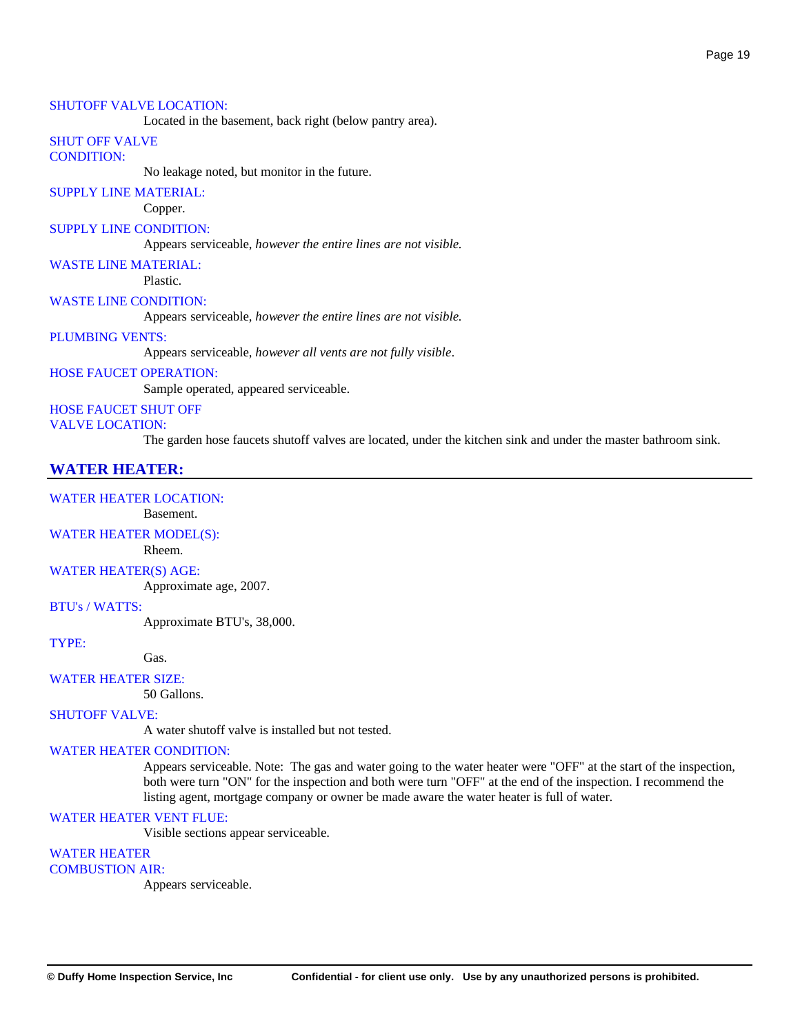SHUTOFF VALVE LOCATION:
Located in the basement, back right (below pantry area).

SHUT OFF VALVE CONDITION:
No leakage noted, but monitor in the future.

SUPPLY LINE MATERIAL:
Copper.

SUPPLY LINE CONDITION:
Appears serviceable, *however the entire lines are not visible.*

WASTE LINE MATERIAL:
Plastic.

WASTE LINE CONDITION:
Appears serviceable, *however the entire lines are not visible.*

PLUMBING VENTS:
Appears serviceable, *however all vents are not fully visible*.

HOSE FAUCET OPERATION:
Sample operated, appeared serviceable.

HOSE FAUCET SHUT OFF VALVE LOCATION:
The garden hose faucets shutoff valves are located, under the kitchen sink and under the master bathroom sink.

## WATER HEATER:

WATER HEATER LOCATION:
Basement.

WATER HEATER MODEL(S):
Rheem.

WATER HEATER(S) AGE:
Approximate age, 2007.

BTU's / WATTS:
Approximate BTU's, 38,000.

TYPE:
Gas.

WATER HEATER SIZE:
50 Gallons.

SHUTOFF VALVE:
A water shutoff valve is installed but not tested.

WATER HEATER CONDITION:
Appears serviceable. Note: The gas and water going to the water heater were "OFF" at the start of the inspection, both were turn "ON" for the inspection and both were turn "OFF" at the end of the inspection. I recommend the listing agent, mortgage company or owner be made aware the water heater is full of water.

WATER HEATER VENT FLUE:
Visible sections appear serviceable.

WATER HEATER COMBUSTION AIR:
Appears serviceable.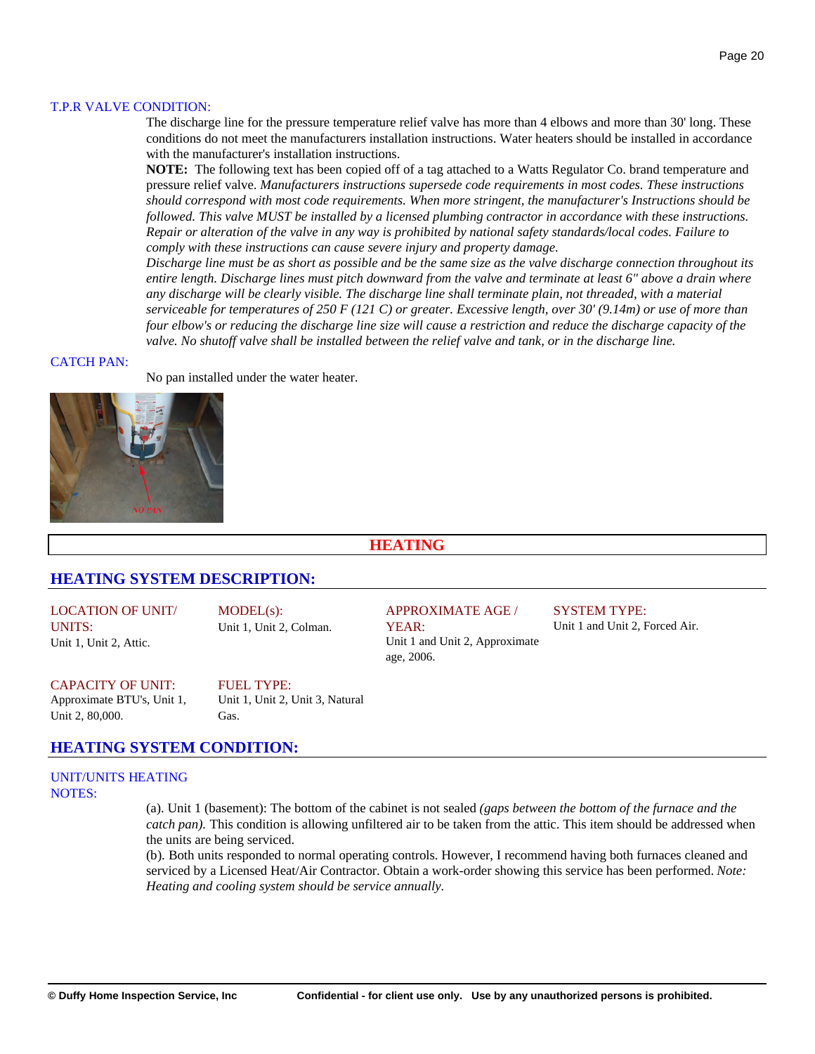T.P.R VALVE CONDITION:

The discharge line for the pressure temperature relief valve has more than 4 elbows and more than 30' long. These conditions do not meet the manufacturers installation instructions. Water heaters should be installed in accordance with the manufacturer's installation instructions.

**NOTE:** The following text has been copied off of a tag attached to a Watts Regulator Co. brand temperature and pressure relief valve. *Manufacturers instructions supersede code requirements in most codes. These instructions should correspond with most code requirements. When more stringent, the manufacturer's Instructions should be followed. This valve MUST be installed by a licensed plumbing contractor in accordance with these instructions. Repair or alteration of the valve in any way is prohibited by national safety standards/local codes. Failure to comply with these instructions can cause severe injury and property damage.*

*Discharge line must be as short as possible and be the same size as the valve discharge connection throughout its entire length. Discharge lines must pitch downward from the valve and terminate at least 6" above a drain where any discharge will be clearly visible. The discharge line shall terminate plain, not threaded, with a material serviceable for temperatures of 250 F (121 C) or greater. Excessive length, over 30' (9.14m) or use of more than four elbow's or reducing the discharge line size will cause a restriction and reduce the discharge capacity of the valve. No shutoff valve shall be installed between the relief valve and tank, or in the discharge line.*

CATCH PAN:

No pan installed under the water heater.

# HEATING

## HEATING SYSTEM DESCRIPTION:

LOCATION OF UNIT/ UNITS:
Unit 1, Unit 2, Attic.

MODEL(s):
Unit 1, Unit 2, Colman.

APPROXIMATE AGE / YEAR:
Unit 1 and Unit 2, Approximate age, 2006.

SYSTEM TYPE:
Unit 1 and Unit 2, Forced Air.

CAPACITY OF UNIT:
Approximate BTU's, Unit 1, Unit 2, 80,000.

FUEL TYPE:
Unit 1, Unit 2, Unit 3, Natural Gas.

## HEATING SYSTEM CONDITION:

UNIT/UNITS HEATING NOTES:

(a). Unit 1 (basement): The bottom of the cabinet is not sealed *(gaps between the bottom of the furnace and the catch pan).* This condition is allowing unfiltered air to be taken from the attic. This item should be addressed when the units are being serviced.

(b). Both units responded to normal operating controls. However, I recommend having both furnaces cleaned and serviced by a Licensed Heat/Air Contractor. Obtain a work-order showing this service has been performed. *Note: Heating and cooling system should be service annually.*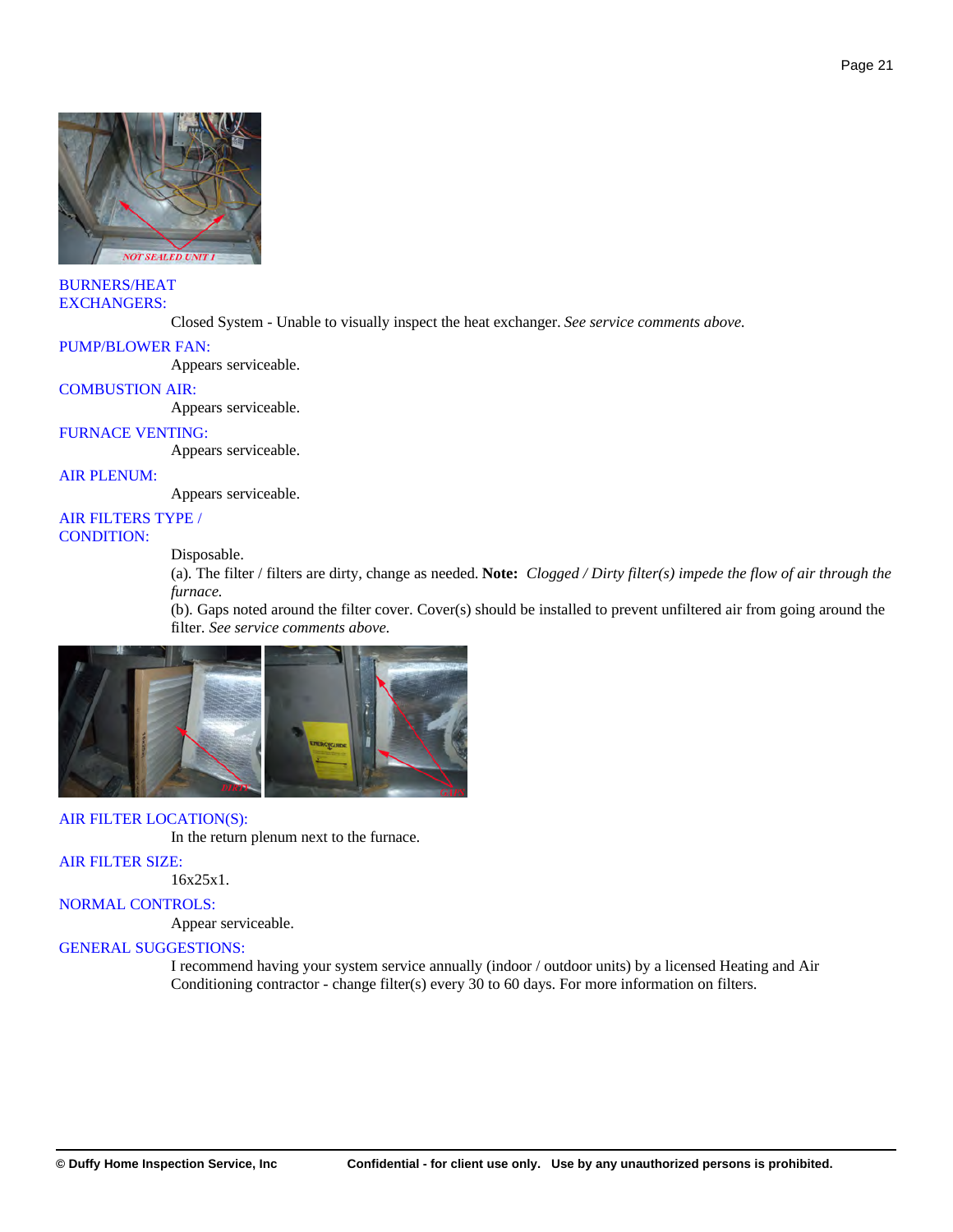BURNERS/HEAT EXCHANGERS:

Closed System - Unable to visually inspect the heat exchanger. *See service comments above.*

PUMP/BLOWER FAN:

Appears serviceable.

COMBUSTION AIR:

Appears serviceable.

FURNACE VENTING:

Appears serviceable.

AIR PLENUM:

Appears serviceable.

AIR FILTERS TYPE / CONDITION:

Disposable.

(a). The filter / filters are dirty, change as needed. **Note:** *Clogged / Dirty filter(s) impede the flow of air through the furnace.*

(b). Gaps noted around the filter cover. Cover(s) should be installed to prevent unfiltered air from going around the filter. *See service comments above.*

AIR FILTER LOCATION(S):

In the return plenum next to the furnace.

AIR FILTER SIZE:

16x25x1.

NORMAL CONTROLS:

Appear serviceable.

GENERAL SUGGESTIONS:

I recommend having your system service annually (indoor / outdoor units) by a licensed Heating and Air Conditioning contractor - change filter(s) every 30 to 60 days. For more information on filters.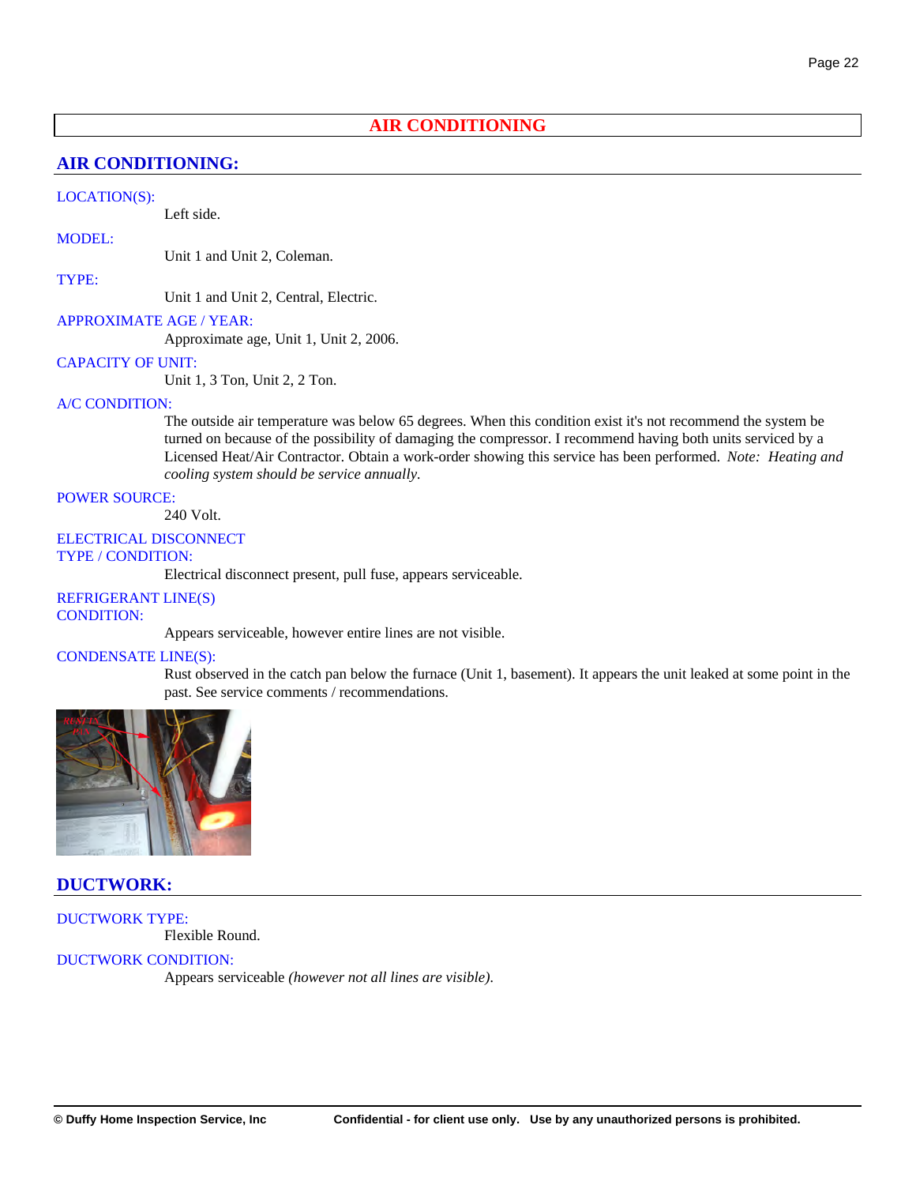# AIR CONDITIONING

## AIR CONDITIONING:

LOCATION(S):

Left side.

MODEL:

Unit 1 and Unit 2, Coleman.

TYPE:

Unit 1 and Unit 2, Central, Electric.

APPROXIMATE AGE / YEAR:

Approximate age, Unit 1, Unit 2, 2006.

CAPACITY OF UNIT:

Unit 1, 3 Ton, Unit 2, 2 Ton.

A/C CONDITION:

The outside air temperature was below 65 degrees. When this condition exist it's not recommend the system be turned on because of the possibility of damaging the compressor. I recommend having both units serviced by a Licensed Heat/Air Contractor. Obtain a work-order showing this service has been performed. *Note: Heating and cooling system should be service annually.*

POWER SOURCE:

240 Volt.

ELECTRICAL DISCONNECT TYPE / CONDITION:

Electrical disconnect present, pull fuse, appears serviceable.

REFRIGERANT LINE(S) CONDITION:

Appears serviceable, however entire lines are not visible.

CONDENSATE LINE(S):

Rust observed in the catch pan below the furnace (Unit 1, basement). It appears the unit leaked at some point in the past. See service comments / recommendations.

## DUCTWORK:

DUCTWORK TYPE:

Flexible Round.

DUCTWORK CONDITION:

Appears serviceable *(however not all lines are visible).*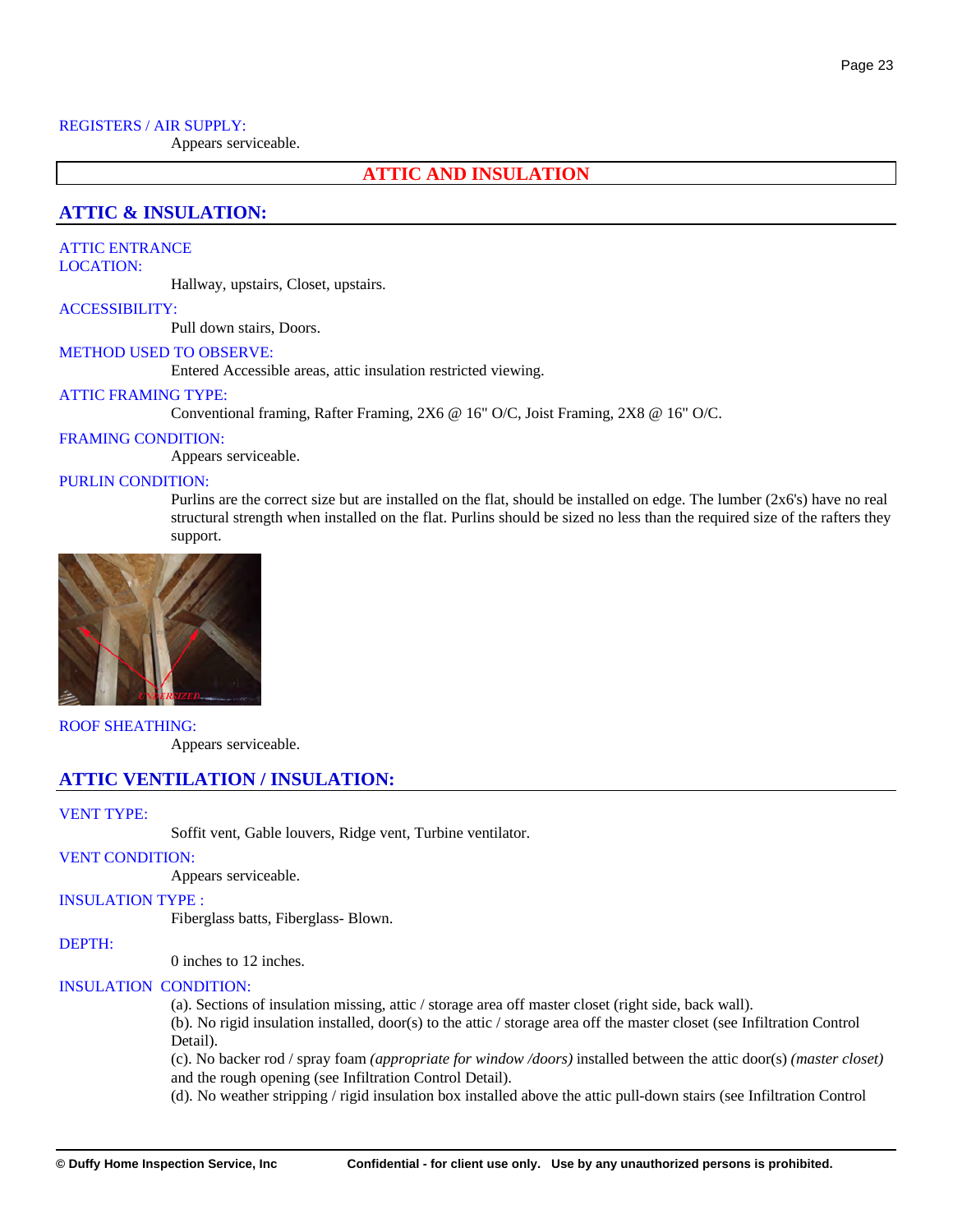REGISTERS / AIR SUPPLY:

Appears serviceable.

# ATTIC AND INSULATION

## ATTIC & INSULATION:

ATTIC ENTRANCE LOCATION:

Hallway, upstairs, Closet, upstairs.

ACCESSIBILITY:

Pull down stairs, Doors.

METHOD USED TO OBSERVE:

Entered Accessible areas, attic insulation restricted viewing.

ATTIC FRAMING TYPE:

Conventional framing, Rafter Framing, 2X6 @ 16" O/C, Joist Framing, 2X8 @ 16" O/C.

FRAMING CONDITION:

Appears serviceable.

PURLIN CONDITION:

Purlins are the correct size but are installed on the flat, should be installed on edge. The lumber (2x6's) have no real structural strength when installed on the flat. Purlins should be sized no less than the required size of the rafters they support.

ROOF SHEATHING:

Appears serviceable.

## ATTIC VENTILATION / INSULATION:

VENT TYPE:

Soffit vent, Gable louvers, Ridge vent, Turbine ventilator.

VENT CONDITION:

Appears serviceable.

INSULATION TYPE :

Fiberglass batts, Fiberglass- Blown.

DEPTH:

0 inches to 12 inches.

INSULATION CONDITION:

(a). Sections of insulation missing, attic / storage area off master closet (right side, back wall).
(b). No rigid insulation installed, door(s) to the attic / storage area off the master closet (see Infiltration Control Detail).
(c). No backer rod / spray foam *(appropriate for window /doors)* installed between the attic door(s) *(master closet)* and the rough opening (see Infiltration Control Detail).
(d). No weather stripping / rigid insulation box installed above the attic pull-down stairs (see Infiltration Control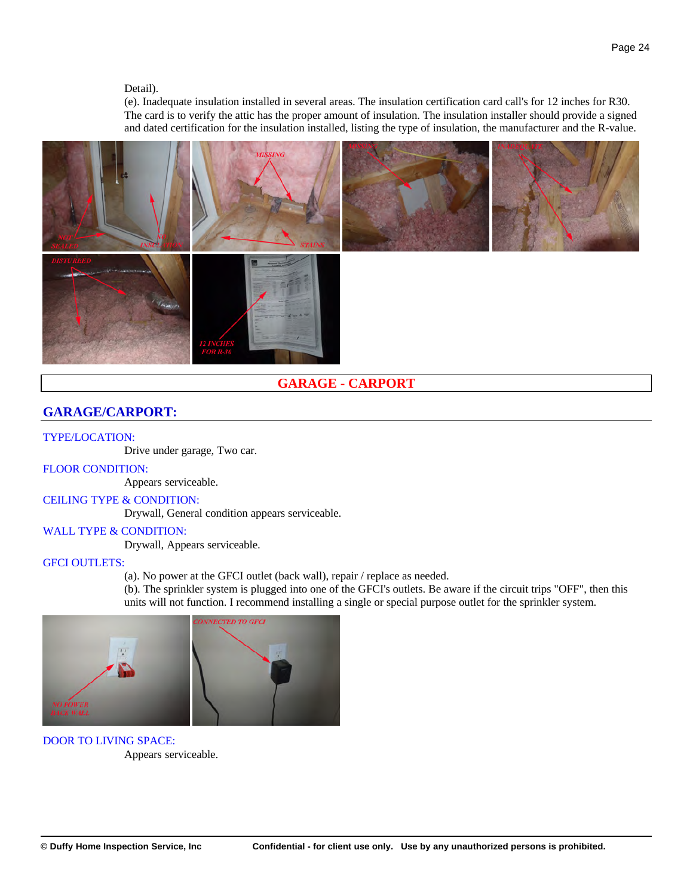Detail).

(e). Inadequate insulation installed in several areas. The insulation certification card call's for 12 inches for R30. The card is to verify the attic has the proper amount of insulation. The insulation installer should provide a signed and dated certification for the insulation installed, listing the type of insulation, the manufacturer and the R-value.

# GARAGE - CARPORT

## GARAGE/CARPORT:

TYPE/LOCATION:

Drive under garage, Two car.

FLOOR CONDITION:

Appears serviceable.

CEILING TYPE & CONDITION:

Drywall, General condition appears serviceable.

WALL TYPE & CONDITION:

Drywall, Appears serviceable.

GFCI OUTLETS:

(a). No power at the GFCI outlet (back wall), repair / replace as needed.

(b). The sprinkler system is plugged into one of the GFCI's outlets. Be aware if the circuit trips "OFF", then this units will not function. I recommend installing a single or special purpose outlet for the sprinkler system.

DOOR TO LIVING SPACE:

Appears serviceable.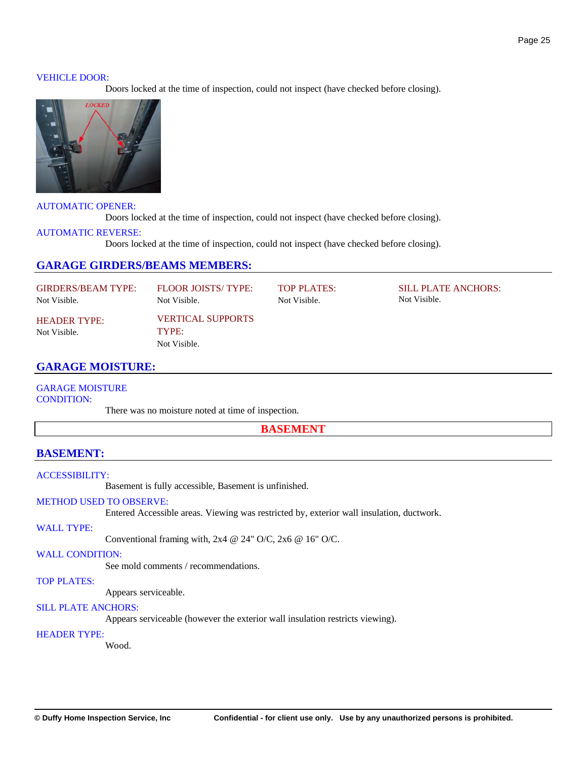VEHICLE DOOR:

Doors locked at the time of inspection, could not inspect (have checked before closing).

AUTOMATIC OPENER:

Doors locked at the time of inspection, could not inspect (have checked before closing).

AUTOMATIC REVERSE:

Doors locked at the time of inspection, could not inspect (have checked before closing).

## GARAGE GIRDERS/BEAMS MEMBERS:

GIRDERS/BEAM TYPE:
Not Visible.

FLOOR JOISTS/ TYPE:
Not Visible.

TOP PLATES:
Not Visible.

SILL PLATE ANCHORS:
Not Visible.

HEADER TYPE:
Not Visible.

VERTICAL SUPPORTS TYPE:
Not Visible.

## GARAGE MOISTURE:

GARAGE MOISTURE CONDITION:

There was no moisture noted at time of inspection.

# BASEMENT

## BASEMENT:

ACCESSIBILITY:

Basement is fully accessible, Basement is unfinished.

METHOD USED TO OBSERVE:

Entered Accessible areas. Viewing was restricted by, exterior wall insulation, ductwork.

WALL TYPE:

Conventional framing with, 2x4 @ 24" O/C, 2x6 @ 16" O/C.

WALL CONDITION:

See mold comments / recommendations.

TOP PLATES:

Appears serviceable.

SILL PLATE ANCHORS:

Appears serviceable (however the exterior wall insulation restricts viewing).

HEADER TYPE:

Wood.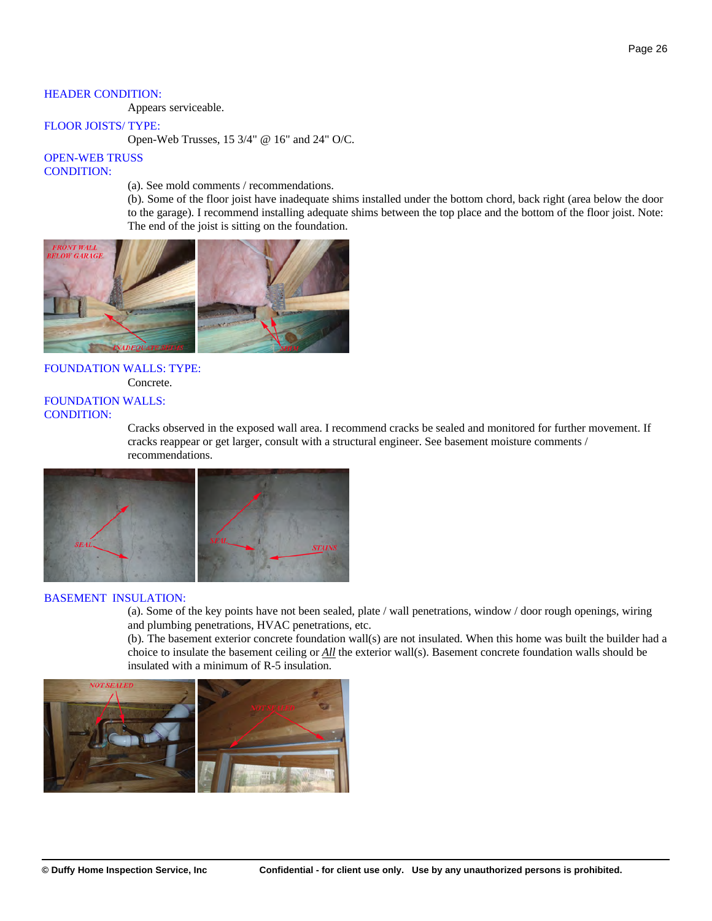**HEADER CONDITION:**

Appears serviceable.

**FLOOR JOISTS/ TYPE:**

Open-Web Trusses, 15 3/4" @ 16" and 24" O/C.

**OPEN-WEB TRUSS CONDITION:**

(a). See mold comments / recommendations.

(b). Some of the floor joist have inadequate shims installed under the bottom chord, back right (area below the door to the garage). I recommend installing adequate shims between the top place and the bottom of the floor joist. Note: The end of the joist is sitting on the foundation.

**FOUNDATION WALLS: TYPE:**

Concrete.

**FOUNDATION WALLS: CONDITION:**

Cracks observed in the exposed wall area. I recommend cracks be sealed and monitored for further movement. If cracks reappear or get larger, consult with a structural engineer. See basement moisture comments / recommendations.

**BASEMENT INSULATION:**

(a). Some of the key points have not been sealed, plate / wall penetrations, window / door rough openings, wiring and plumbing penetrations, HVAC penetrations, etc.

(b). The basement exterior concrete foundation wall(s) are not insulated. When this home was built the builder had a choice to insulate the basement ceiling or _All_ the exterior wall(s). Basement concrete foundation walls should be insulated with a minimum of R-5 insulation.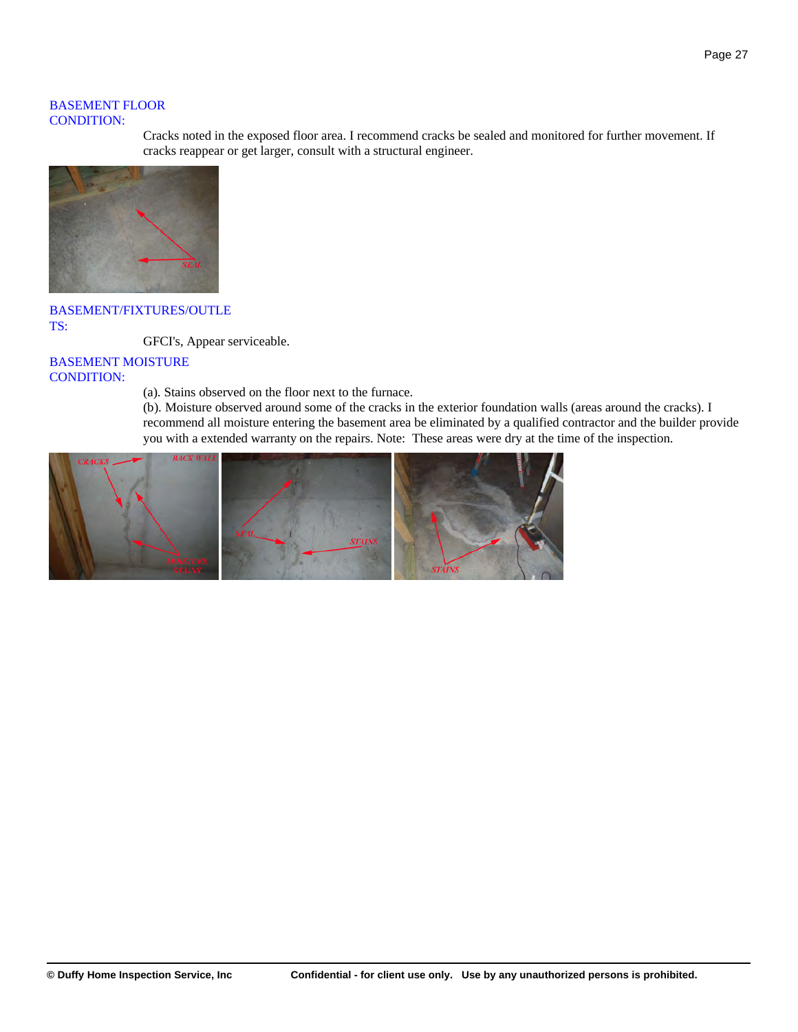BASEMENT FLOOR CONDITION:

Cracks noted in the exposed floor area. I recommend cracks be sealed and monitored for further movement. If cracks reappear or get larger, consult with a structural engineer.

BASEMENT/FIXTURES/OUTLETS:

GFCI's, Appear serviceable.

BASEMENT MOISTURE CONDITION:

(a). Stains observed on the floor next to the furnace.
(b). Moisture observed around some of the cracks in the exterior foundation walls (areas around the cracks). I recommend all moisture entering the basement area be eliminated by a qualified contractor and the builder provide you with a extended warranty on the repairs. Note: These areas were dry at the time of the inspection.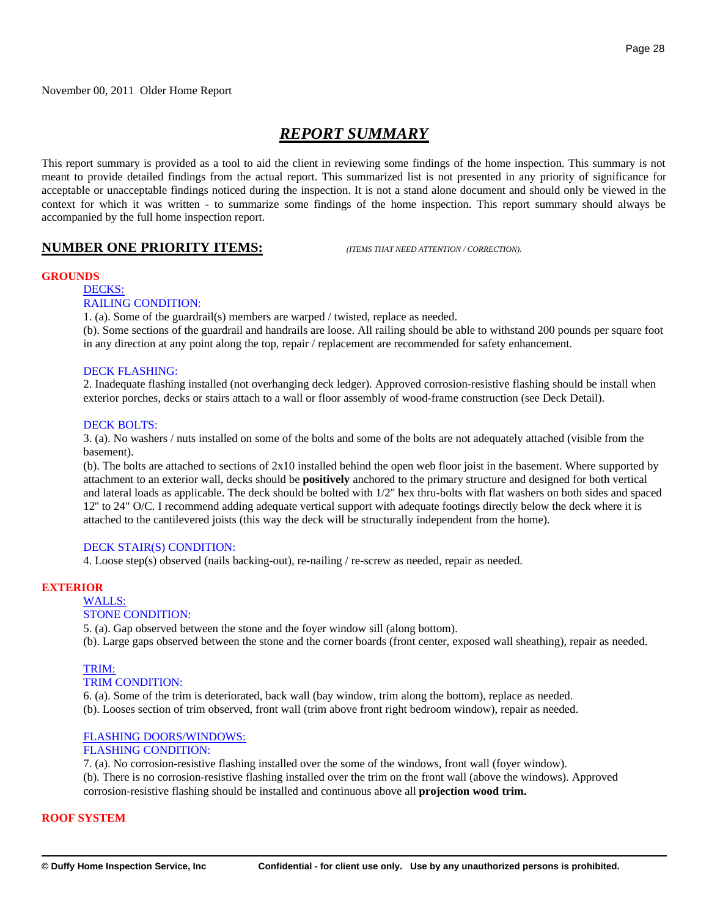November 00, 2011  Older Home Report

# ***REPORT SUMMARY***

This report summary is provided as a tool to aid the client in reviewing some findings of the home inspection. This summary is not meant to provide detailed findings from the actual report. This summarized list is not presented in any priority of significance for acceptable or unacceptable findings noticed during the inspection. It is not a stand alone document and should only be viewed in the context for which it was written - to summarize some findings of the home inspection. This report summary should always be accompanied by the full home inspection report.

## NUMBER ONE PRIORITY ITEMS: *(ITEMS THAT NEED ATTENTION / CORRECTION).*

### GROUNDS

DECKS:

RAILING CONDITION:

1. (a). Some of the guardrail(s) members are warped / twisted, replace as needed.
(b). Some sections of the guardrail and handrails are loose. All railing should be able to withstand 200 pounds per square foot in any direction at any point along the top, repair / replacement are recommended for safety enhancement.

DECK FLASHING:

2. Inadequate flashing installed (not overhanging deck ledger). Approved corrosion-resistive flashing should be install when exterior porches, decks or stairs attach to a wall or floor assembly of wood-frame construction (see Deck Detail).

DECK BOLTS:

3. (a). No washers / nuts installed on some of the bolts and some of the bolts are not adequately attached (visible from the basement).
(b). The bolts are attached to sections of 2x10 installed behind the open web floor joist in the basement. Where supported by attachment to an exterior wall, decks should be **positively** anchored to the primary structure and designed for both vertical and lateral loads as applicable. The deck should be bolted with 1/2" hex thru-bolts with flat washers on both sides and spaced 12" to 24" O/C. I recommend adding adequate vertical support with adequate footings directly below the deck where it is attached to the cantilevered joists (this way the deck will be structurally independent from the home).

DECK STAIR(S) CONDITION:

4. Loose step(s) observed (nails backing-out), re-nailing / re-screw as needed, repair as needed.

### EXTERIOR

WALLS:

STONE CONDITION:

5. (a). Gap observed between the stone and the foyer window sill (along bottom).
(b). Large gaps observed between the stone and the corner boards (front center, exposed wall sheathing), repair as needed.

TRIM:

TRIM CONDITION:

6. (a). Some of the trim is deteriorated, back wall (bay window, trim along the bottom), replace as needed.
(b). Looses section of trim observed, front wall (trim above front right bedroom window), repair as needed.

FLASHING DOORS/WINDOWS:

FLASHING CONDITION:

7. (a). No corrosion-resistive flashing installed over the some of the windows, front wall (foyer window).
(b). There is no corrosion-resistive flashing installed over the trim on the front wall (above the windows). Approved corrosion-resistive flashing should be installed and continuous above all **projection wood trim.**

### ROOF SYSTEM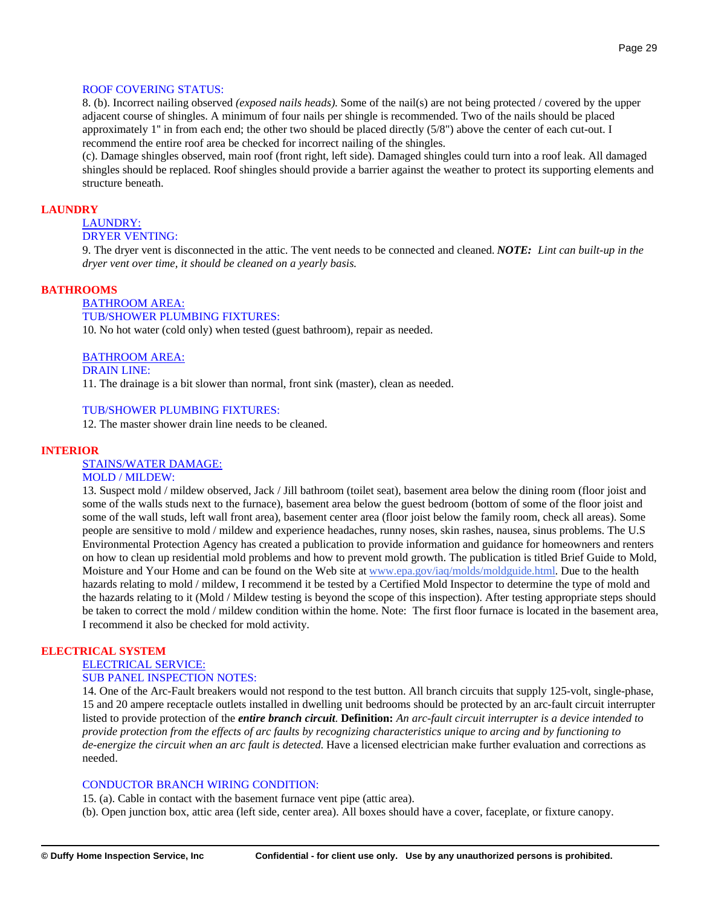ROOF COVERING STATUS:

8. (b). Incorrect nailing observed *(exposed nails heads).* Some of the nail(s) are not being protected / covered by the upper adjacent course of shingles. A minimum of four nails per shingle is recommended. Two of the nails should be placed approximately 1" in from each end; the other two should be placed directly (5/8") above the center of each cut-out. I recommend the entire roof area be checked for incorrect nailing of the shingles.

(c). Damage shingles observed, main roof (front right, left side). Damaged shingles could turn into a roof leak. All damaged shingles should be replaced. Roof shingles should provide a barrier against the weather to protect its supporting elements and structure beneath.

## LAUNDRY

LAUNDRY:

DRYER VENTING:

9. The dryer vent is disconnected in the attic. The vent needs to be connected and cleaned. ***NOTE:*** *Lint can built-up in the dryer vent over time, it should be cleaned on a yearly basis.*

## BATHROOMS

BATHROOM AREA:

TUB/SHOWER PLUMBING FIXTURES:

10. No hot water (cold only) when tested (guest bathroom), repair as needed.

BATHROOM AREA:

DRAIN LINE:

11. The drainage is a bit slower than normal, front sink (master), clean as needed.

TUB/SHOWER PLUMBING FIXTURES:

12. The master shower drain line needs to be cleaned.

## INTERIOR

STAINS/WATER DAMAGE:

MOLD / MILDEW:

13. Suspect mold / mildew observed, Jack / Jill bathroom (toilet seat), basement area below the dining room (floor joist and some of the walls studs next to the furnace), basement area below the guest bedroom (bottom of some of the floor joist and some of the wall studs, left wall front area), basement center area (floor joist below the family room, check all areas). Some people are sensitive to mold / mildew and experience headaches, runny noses, skin rashes, nausea, sinus problems. The U.S Environmental Protection Agency has created a publication to provide information and guidance for homeowners and renters on how to clean up residential mold problems and how to prevent mold growth. The publication is titled Brief Guide to Mold, Moisture and Your Home and can be found on the Web site at www.epa.gov/iaq/molds/moldguide.html. Due to the health hazards relating to mold / mildew, I recommend it be tested by a Certified Mold Inspector to determine the type of mold and the hazards relating to it (Mold / Mildew testing is beyond the scope of this inspection). After testing appropriate steps should be taken to correct the mold / mildew condition within the home. Note: The first floor furnace is located in the basement area, I recommend it also be checked for mold activity.

## ELECTRICAL SYSTEM

ELECTRICAL SERVICE:

SUB PANEL INSPECTION NOTES:

14. One of the Arc-Fault breakers would not respond to the test button. All branch circuits that supply 125-volt, single-phase, 15 and 20 ampere receptacle outlets installed in dwelling unit bedrooms should be protected by an arc-fault circuit interrupter listed to provide protection of the ***entire branch circuit***. **Definition:** *An arc-fault circuit interrupter is a device intended to provide protection from the effects of arc faults by recognizing characteristics unique to arcing and by functioning to de-energize the circuit when an arc fault is detected.* Have a licensed electrician make further evaluation and corrections as needed.

CONDUCTOR BRANCH WIRING CONDITION:

15. (a). Cable in contact with the basement furnace vent pipe (attic area).

(b). Open junction box, attic area (left side, center area). All boxes should have a cover, faceplate, or fixture canopy.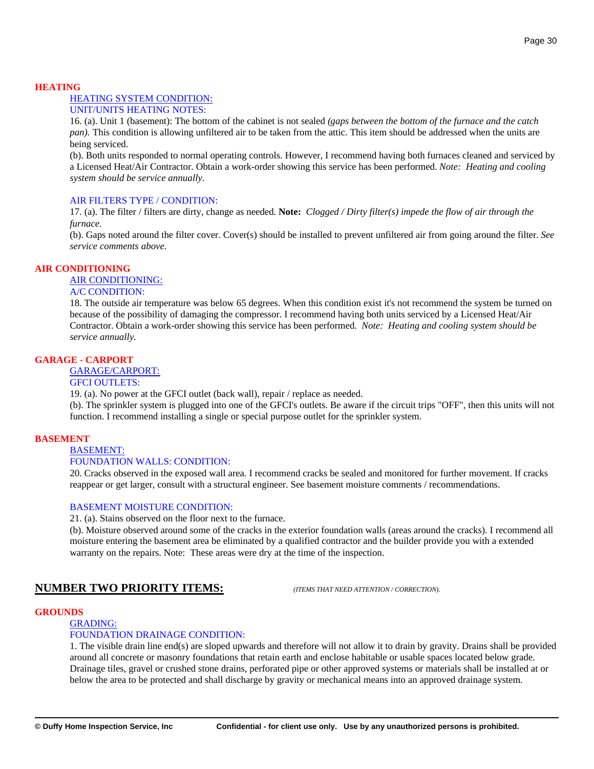## HEATING

HEATING SYSTEM CONDITION:

UNIT/UNITS HEATING NOTES:

16. (a). Unit 1 (basement): The bottom of the cabinet is not sealed *(gaps between the bottom of the furnace and the catch pan).* This condition is allowing unfiltered air to be taken from the attic. This item should be addressed when the units are being serviced.

(b). Both units responded to normal operating controls. However, I recommend having both furnaces cleaned and serviced by a Licensed Heat/Air Contractor. Obtain a work-order showing this service has been performed. *Note: Heating and cooling system should be service annually.*

AIR FILTERS TYPE / CONDITION:

17. (a). The filter / filters are dirty, change as needed. **Note:** *Clogged / Dirty filter(s) impede the flow of air through the furnace.*

(b). Gaps noted around the filter cover. Cover(s) should be installed to prevent unfiltered air from going around the filter. *See service comments above.*

## AIR CONDITIONING

AIR CONDITIONING:

A/C CONDITION:

18. The outside air temperature was below 65 degrees. When this condition exist it's not recommend the system be turned on because of the possibility of damaging the compressor. I recommend having both units serviced by a Licensed Heat/Air Contractor. Obtain a work-order showing this service has been performed. *Note: Heating and cooling system should be service annually.*

## GARAGE - CARPORT

GARAGE/CARPORT:

GFCI OUTLETS:

19. (a). No power at the GFCI outlet (back wall), repair / replace as needed.

(b). The sprinkler system is plugged into one of the GFCI's outlets. Be aware if the circuit trips "OFF", then this units will not function. I recommend installing a single or special purpose outlet for the sprinkler system.

## BASEMENT

BASEMENT:

FOUNDATION WALLS: CONDITION:

20. Cracks observed in the exposed wall area. I recommend cracks be sealed and monitored for further movement. If cracks reappear or get larger, consult with a structural engineer. See basement moisture comments / recommendations.

BASEMENT MOISTURE CONDITION:

21. (a). Stains observed on the floor next to the furnace.

(b). Moisture observed around some of the cracks in the exterior foundation walls (areas around the cracks). I recommend all moisture entering the basement area be eliminated by a qualified contractor and the builder provide you with a extended warranty on the repairs. Note: These areas were dry at the time of the inspection.

# NUMBER TWO PRIORITY ITEMS:

*(ITEMS THAT NEED ATTENTION / CORRECTION).*

## GROUNDS

GRADING:

FOUNDATION DRAINAGE CONDITION:

1. The visible drain line end(s) are sloped upwards and therefore will not allow it to drain by gravity. Drains shall be provided around all concrete or masonry foundations that retain earth and enclose habitable or usable spaces located below grade. Drainage tiles, gravel or crushed stone drains, perforated pipe or other approved systems or materials shall be installed at or below the area to be protected and shall discharge by gravity or mechanical means into an approved drainage system.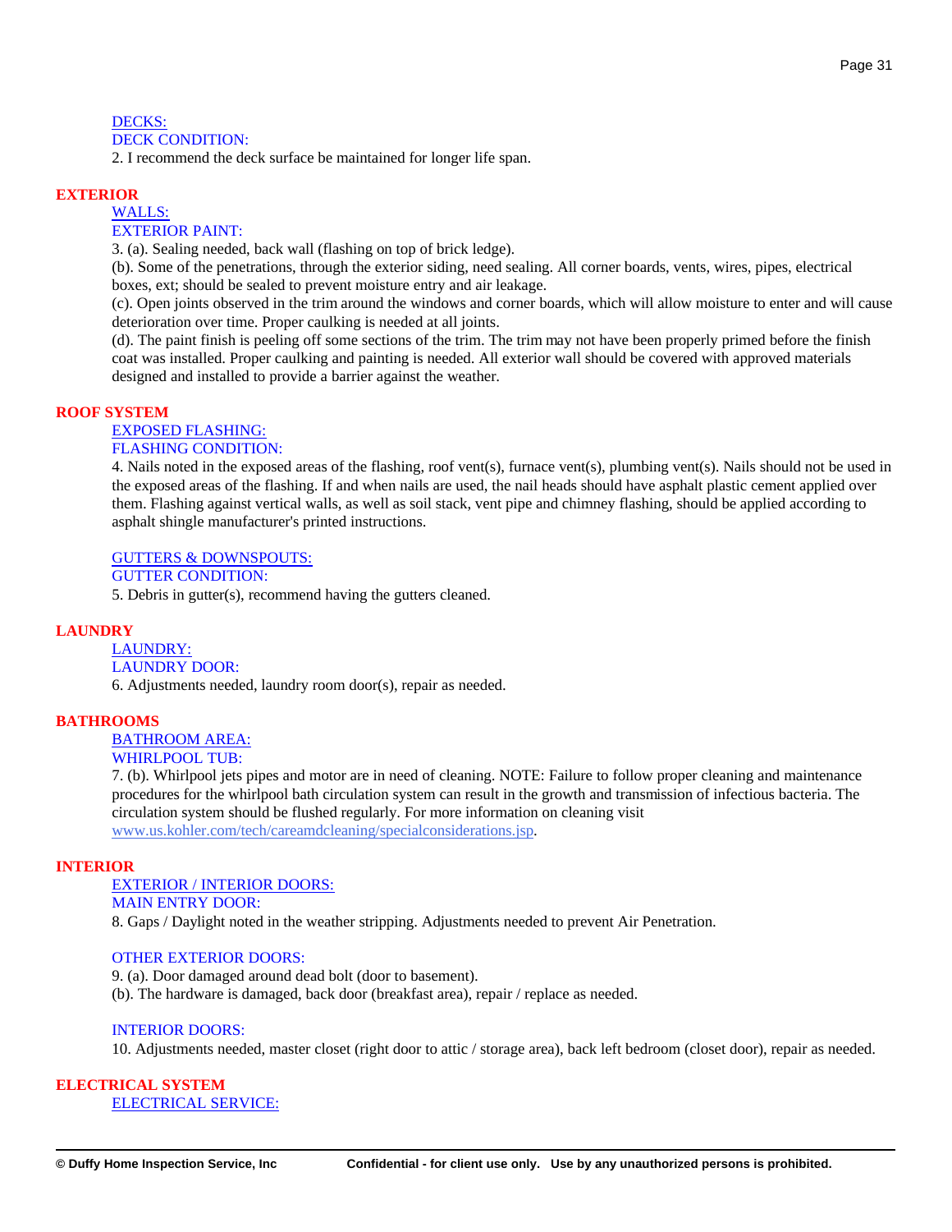DECKS:

DECK CONDITION:

2. I recommend the deck surface be maintained for longer life span.

## EXTERIOR

WALLS:

EXTERIOR PAINT:

3. (a). Sealing needed, back wall (flashing on top of brick ledge).

(b). Some of the penetrations, through the exterior siding, need sealing. All corner boards, vents, wires, pipes, electrical boxes, ext; should be sealed to prevent moisture entry and air leakage.

(c). Open joints observed in the trim around the windows and corner boards, which will allow moisture to enter and will cause deterioration over time. Proper caulking is needed at all joints.

(d). The paint finish is peeling off some sections of the trim. The trim may not have been properly primed before the finish coat was installed. Proper caulking and painting is needed. All exterior wall should be covered with approved materials designed and installed to provide a barrier against the weather.

## ROOF SYSTEM

EXPOSED FLASHING:

FLASHING CONDITION:

4. Nails noted in the exposed areas of the flashing, roof vent(s), furnace vent(s), plumbing vent(s). Nails should not be used in the exposed areas of the flashing. If and when nails are used, the nail heads should have asphalt plastic cement applied over them. Flashing against vertical walls, as well as soil stack, vent pipe and chimney flashing, should be applied according to asphalt shingle manufacturer's printed instructions.

GUTTERS & DOWNSPOUTS:

GUTTER CONDITION:

5. Debris in gutter(s), recommend having the gutters cleaned.

## LAUNDRY

LAUNDRY:

LAUNDRY DOOR:

6. Adjustments needed, laundry room door(s), repair as needed.

## BATHROOMS

BATHROOM AREA:

WHIRLPOOL TUB:

7. (b). Whirlpool jets pipes and motor are in need of cleaning. NOTE: Failure to follow proper cleaning and maintenance procedures for the whirlpool bath circulation system can result in the growth and transmission of infectious bacteria. The circulation system should be flushed regularly. For more information on cleaning visit www.us.kohler.com/tech/careamdcleaning/specialconsiderations.jsp.

## INTERIOR

EXTERIOR / INTERIOR DOORS:

MAIN ENTRY DOOR:

8. Gaps / Daylight noted in the weather stripping. Adjustments needed to prevent Air Penetration.

OTHER EXTERIOR DOORS:

9. (a). Door damaged around dead bolt (door to basement).

(b). The hardware is damaged, back door (breakfast area), repair / replace as needed.

INTERIOR DOORS:

10. Adjustments needed, master closet (right door to attic / storage area), back left bedroom (closet door), repair as needed.

## ELECTRICAL SYSTEM

ELECTRICAL SERVICE: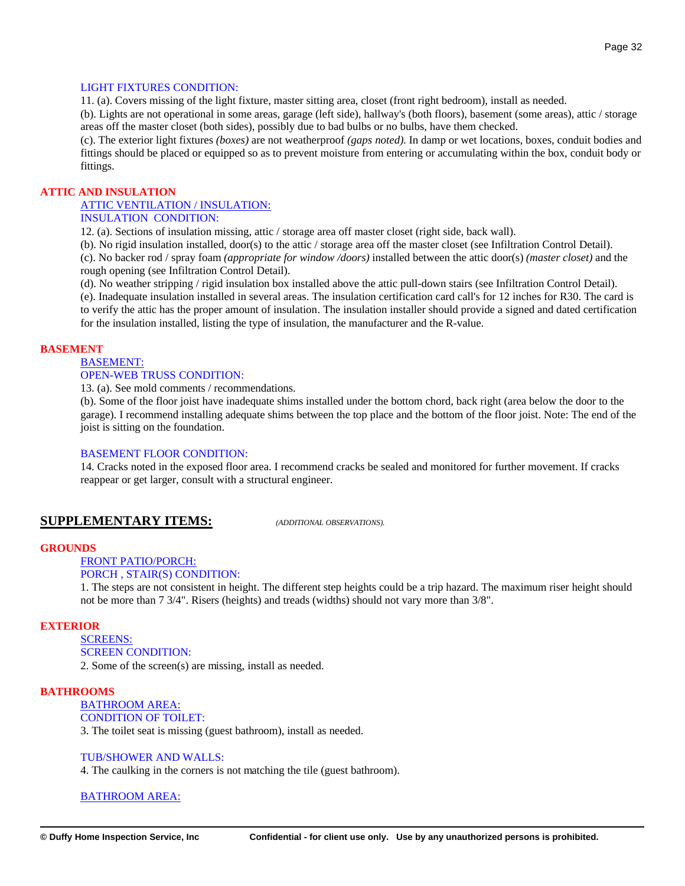LIGHT FIXTURES CONDITION:

11. (a). Covers missing of the light fixture, master sitting area, closet (front right bedroom), install as needed.

(b). Lights are not operational in some areas, garage (left side), hallway's (both floors), basement (some areas), attic / storage areas off the master closet (both sides), possibly due to bad bulbs or no bulbs, have them checked.

(c). The exterior light fixtures *(boxes)* are not weatherproof *(gaps noted).* In damp or wet locations, boxes, conduit bodies and fittings should be placed or equipped so as to prevent moisture from entering or accumulating within the box, conduit body or fittings.

## ATTIC AND INSULATION

ATTIC VENTILATION / INSULATION:

INSULATION CONDITION:

12. (a). Sections of insulation missing, attic / storage area off master closet (right side, back wall).

(b). No rigid insulation installed, door(s) to the attic / storage area off the master closet (see Infiltration Control Detail).

(c). No backer rod / spray foam *(appropriate for window /doors)* installed between the attic door(s) *(master closet)* and the rough opening (see Infiltration Control Detail).

(d). No weather stripping / rigid insulation box installed above the attic pull-down stairs (see Infiltration Control Detail).

(e). Inadequate insulation installed in several areas. The insulation certification card call's for 12 inches for R30. The card is to verify the attic has the proper amount of insulation. The insulation installer should provide a signed and dated certification for the insulation installed, listing the type of insulation, the manufacturer and the R-value.

## BASEMENT

BASEMENT:

OPEN-WEB TRUSS CONDITION:

13. (a). See mold comments / recommendations.

(b). Some of the floor joist have inadequate shims installed under the bottom chord, back right (area below the door to the garage). I recommend installing adequate shims between the top place and the bottom of the floor joist. Note: The end of the joist is sitting on the foundation.

BASEMENT FLOOR CONDITION:

14. Cracks noted in the exposed floor area. I recommend cracks be sealed and monitored for further movement. If cracks reappear or get larger, consult with a structural engineer.

# SUPPLEMENTARY ITEMS: *(ADDITIONAL OBSERVATIONS).*

## GROUNDS

FRONT PATIO/PORCH:

PORCH , STAIR(S) CONDITION:

1. The steps are not consistent in height. The different step heights could be a trip hazard. The maximum riser height should not be more than 7 3/4". Risers (heights) and treads (widths) should not vary more than 3/8".

## EXTERIOR

SCREENS:

SCREEN CONDITION:

2. Some of the screen(s) are missing, install as needed.

## BATHROOMS

BATHROOM AREA:

CONDITION OF TOILET:

3. The toilet seat is missing (guest bathroom), install as needed.

TUB/SHOWER AND WALLS:

4. The caulking in the corners is not matching the tile (guest bathroom).

BATHROOM AREA: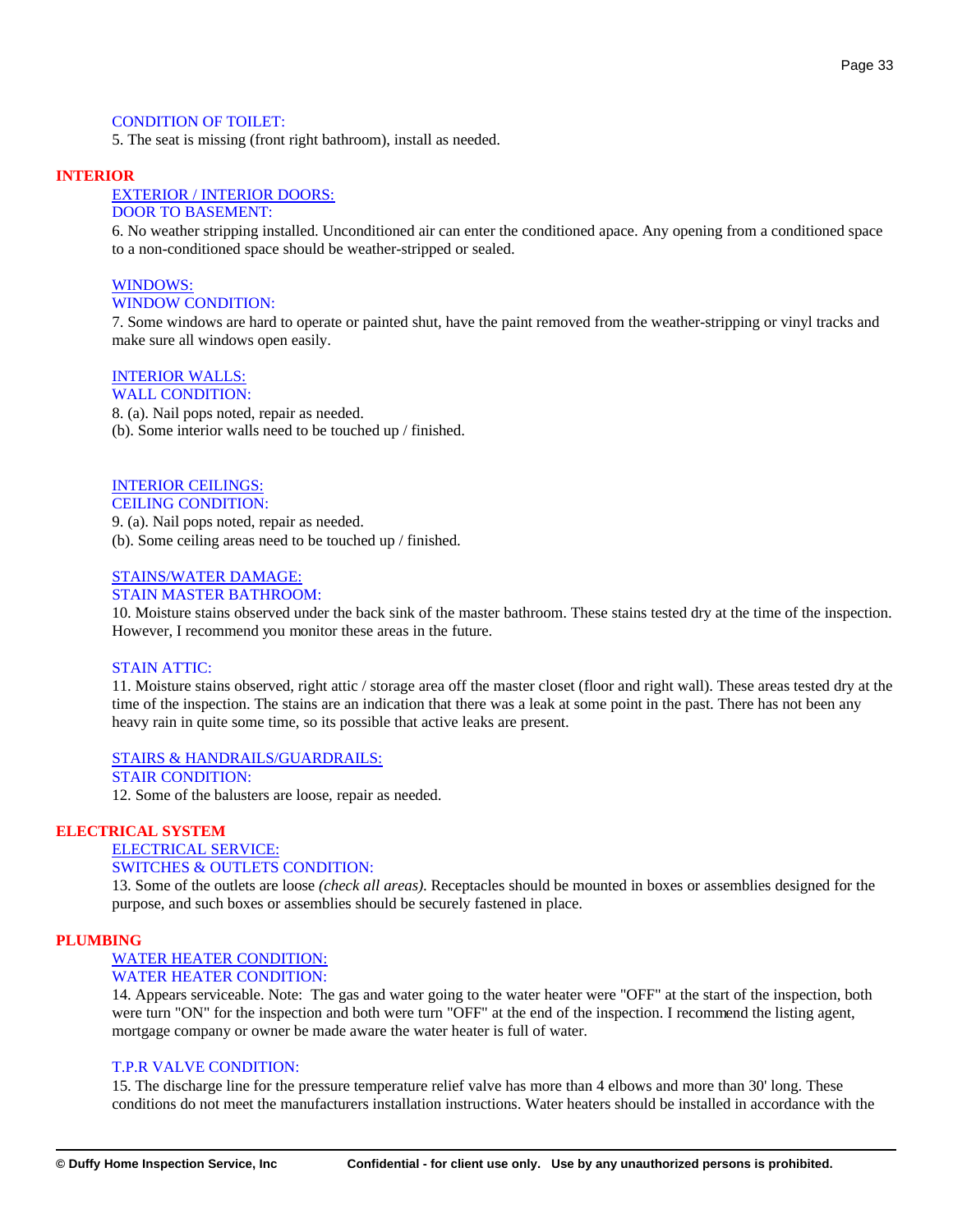CONDITION OF TOILET:

5. The seat is missing (front right bathroom), install as needed.

## INTERIOR

EXTERIOR / INTERIOR DOORS:

DOOR TO BASEMENT:

6. No weather stripping installed. Unconditioned air can enter the conditioned apace. Any opening from a conditioned space to a non-conditioned space should be weather-stripped or sealed.

WINDOWS:

WINDOW CONDITION:

7. Some windows are hard to operate or painted shut, have the paint removed from the weather-stripping or vinyl tracks and make sure all windows open easily.

INTERIOR WALLS:

WALL CONDITION:

8. (a). Nail pops noted, repair as needed.
(b). Some interior walls need to be touched up / finished.

INTERIOR CEILINGS:

CEILING CONDITION:

9. (a). Nail pops noted, repair as needed.
(b). Some ceiling areas need to be touched up / finished.

STAINS/WATER DAMAGE:

STAIN MASTER BATHROOM:

10. Moisture stains observed under the back sink of the master bathroom. These stains tested dry at the time of the inspection. However, I recommend you monitor these areas in the future.

STAIN ATTIC:

11. Moisture stains observed, right attic / storage area off the master closet (floor and right wall). These areas tested dry at the time of the inspection. The stains are an indication that there was a leak at some point in the past. There has not been any heavy rain in quite some time, so its possible that active leaks are present.

STAIRS & HANDRAILS/GUARDRAILS:

STAIR CONDITION:

12. Some of the balusters are loose, repair as needed.

## ELECTRICAL SYSTEM

ELECTRICAL SERVICE:

SWITCHES & OUTLETS CONDITION:

13. Some of the outlets are loose *(check all areas).* Receptacles should be mounted in boxes or assemblies designed for the purpose, and such boxes or assemblies should be securely fastened in place.

## PLUMBING

WATER HEATER CONDITION:

WATER HEATER CONDITION:

14. Appears serviceable. Note: The gas and water going to the water heater were "OFF" at the start of the inspection, both were turn "ON" for the inspection and both were turn "OFF" at the end of the inspection. I recommend the listing agent, mortgage company or owner be made aware the water heater is full of water.

T.P.R VALVE CONDITION:

15. The discharge line for the pressure temperature relief valve has more than 4 elbows and more than 30' long. These conditions do not meet the manufacturers installation instructions. Water heaters should be installed in accordance with the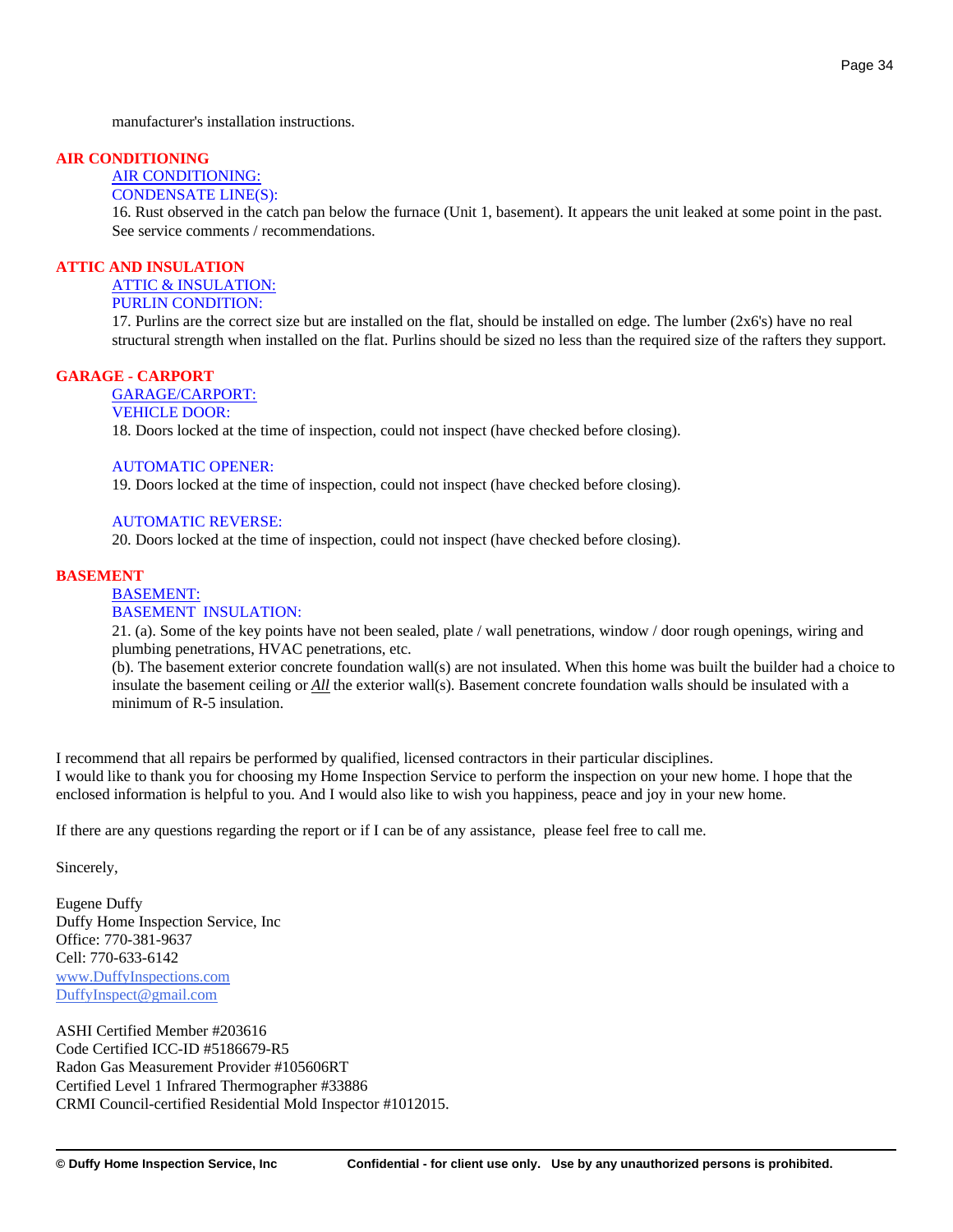manufacturer's installation instructions.

## AIR CONDITIONING

AIR CONDITIONING:

CONDENSATE LINE(S):

16. Rust observed in the catch pan below the furnace (Unit 1, basement). It appears the unit leaked at some point in the past. See service comments / recommendations.

## ATTIC AND INSULATION

ATTIC & INSULATION:

PURLIN CONDITION:

17. Purlins are the correct size but are installed on the flat, should be installed on edge. The lumber (2x6's) have no real structural strength when installed on the flat. Purlins should be sized no less than the required size of the rafters they support.

## GARAGE - CARPORT

GARAGE/CARPORT:

VEHICLE DOOR:

18. Doors locked at the time of inspection, could not inspect (have checked before closing).

AUTOMATIC OPENER:

19. Doors locked at the time of inspection, could not inspect (have checked before closing).

AUTOMATIC REVERSE:

20. Doors locked at the time of inspection, could not inspect (have checked before closing).

## BASEMENT

BASEMENT:

BASEMENT INSULATION:

21. (a). Some of the key points have not been sealed, plate / wall penetrations, window / door rough openings, wiring and plumbing penetrations, HVAC penetrations, etc.

(b). The basement exterior concrete foundation wall(s) are not insulated. When this home was built the builder had a choice to insulate the basement ceiling or ***All*** the exterior wall(s). Basement concrete foundation walls should be insulated with a minimum of R-5 insulation.

I recommend that all repairs be performed by qualified, licensed contractors in their particular disciplines.
I would like to thank you for choosing my Home Inspection Service to perform the inspection on your new home. I hope that the enclosed information is helpful to you. And I would also like to wish you happiness, peace and joy in your new home.

If there are any questions regarding the report or if I can be of any assistance, please feel free to call me.

Sincerely,

Eugene Duffy
Duffy Home Inspection Service, Inc
Office: 770-381-9637
Cell: 770-633-6142
www.DuffyInspections.com
DuffyInspect@gmail.com

ASHI Certified Member #203616
Code Certified ICC-ID #5186679-R5
Radon Gas Measurement Provider #105606RT
Certified Level 1 Infrared Thermographer #33886
CRMI Council-certified Residential Mold Inspector #1012015.